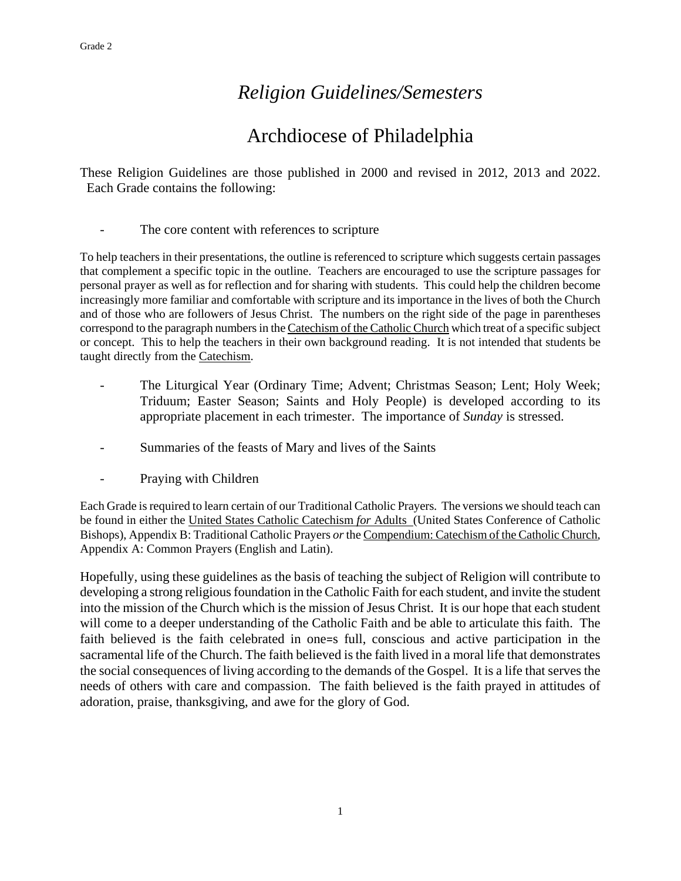# *Religion Guidelines/Semesters*

# Archdiocese of Philadelphia

These Religion Guidelines are those published in 2000 and revised in 2012, 2013 and 2022. Each Grade contains the following:

- The core content with references to scripture

To help teachers in their presentations, the outline is referenced to scripture which suggests certain passages that complement a specific topic in the outline. Teachers are encouraged to use the scripture passages for personal prayer as well as for reflection and for sharing with students. This could help the children become increasingly more familiar and comfortable with scripture and its importance in the lives of both the Church and of those who are followers of Jesus Christ. The numbers on the right side of the page in parentheses correspond to the paragraph numbers in the Catechism of the Catholic Church which treat of a specific subject or concept. This to help the teachers in their own background reading. It is not intended that students be taught directly from the Catechism.

- The Liturgical Year (Ordinary Time; Advent; Christmas Season; Lent; Holy Week; Triduum; Easter Season; Saints and Holy People) is developed according to its appropriate placement in each trimester. The importance of *Sunday* is stressed.

- Summaries of the feasts of Mary and lives of the Saints

- Praying with Children

Each Grade is required to learn certain of our Traditional Catholic Prayers. The versions we should teach can be found in either the United States Catholic Catechism *for* Adults (United States Conference of Catholic Bishops), Appendix B: Traditional Catholic Prayers *or* the Compendium: Catechism of the Catholic Church, Appendix A: Common Prayers (English and Latin).

Hopefully, using these guidelines as the basis of teaching the subject of Religion will contribute to developing a strong religious foundation in the Catholic Faith for each student, and invite the student into the mission of the Church which is the mission of Jesus Christ. It is our hope that each student will come to a deeper understanding of the Catholic Faith and be able to articulate this faith. The faith believed is the faith celebrated in one=s full, conscious and active participation in the sacramental life of the Church. The faith believed is the faith lived in a moral life that demonstrates the social consequences of living according to the demands of the Gospel. It is a life that serves the needs of others with care and compassion. The faith believed is the faith prayed in attitudes of adoration, praise, thanksgiving, and awe for the glory of God.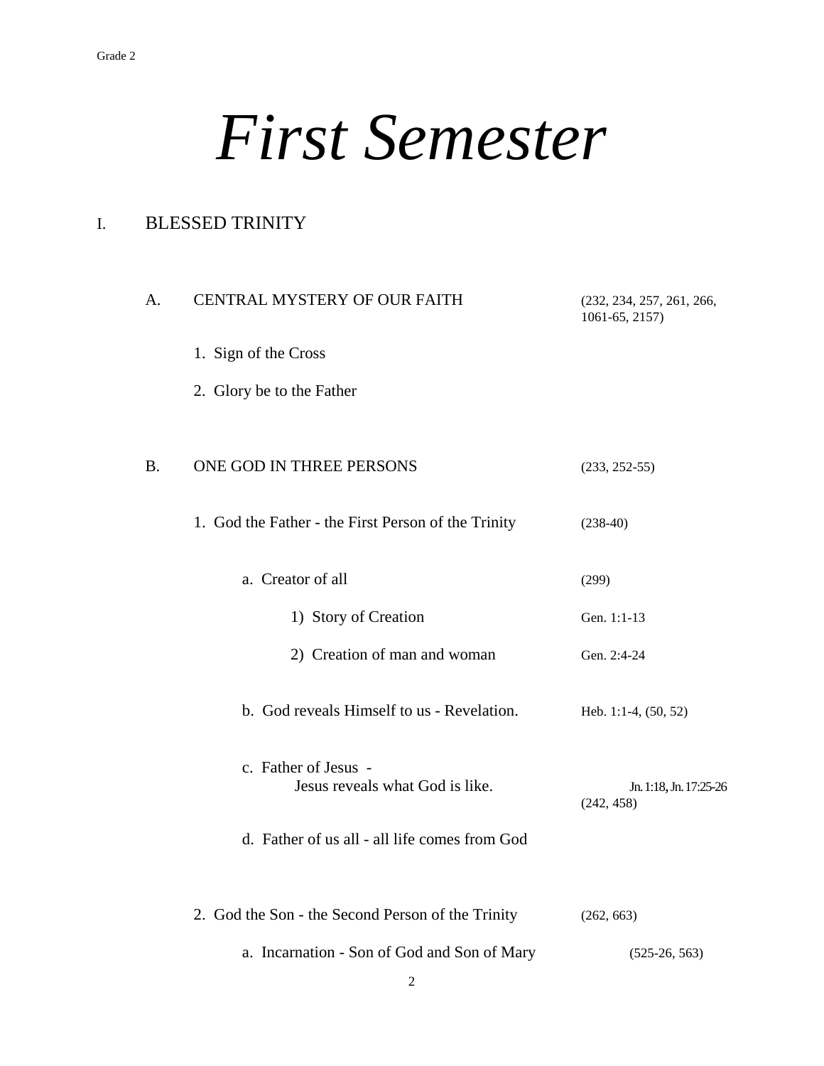# First Semester

## I. BLESSED TRINITY

### A. CENTRAL MYSTERY OF OUR FAITH (232, 234, 257, 261, 266, 1061-65, 2157)

1. Sign of the Cross
2. Glory be to the Father

### B. ONE GOD IN THREE PERSONS (233, 252-55)

1. God the Father - the First Person of the Trinity (238-40)
   - a. Creator of all (299)
     - 1) Story of Creation — Gen. 1:1-13
     - 2) Creation of man and woman — Gen. 2:4-24
   - b. God reveals Himself to us - Revelation. — Heb. 1:1-4, (50, 52)
   - c. Father of Jesus - Jesus reveals what God is like. — Jn. 1:18, Jn. 17:25-26 (242, 458)
   - d. Father of us all - all life comes from God
2. God the Son - the Second Person of the Trinity (262, 663)
   - a. Incarnation - Son of God and Son of Mary (525-26, 563)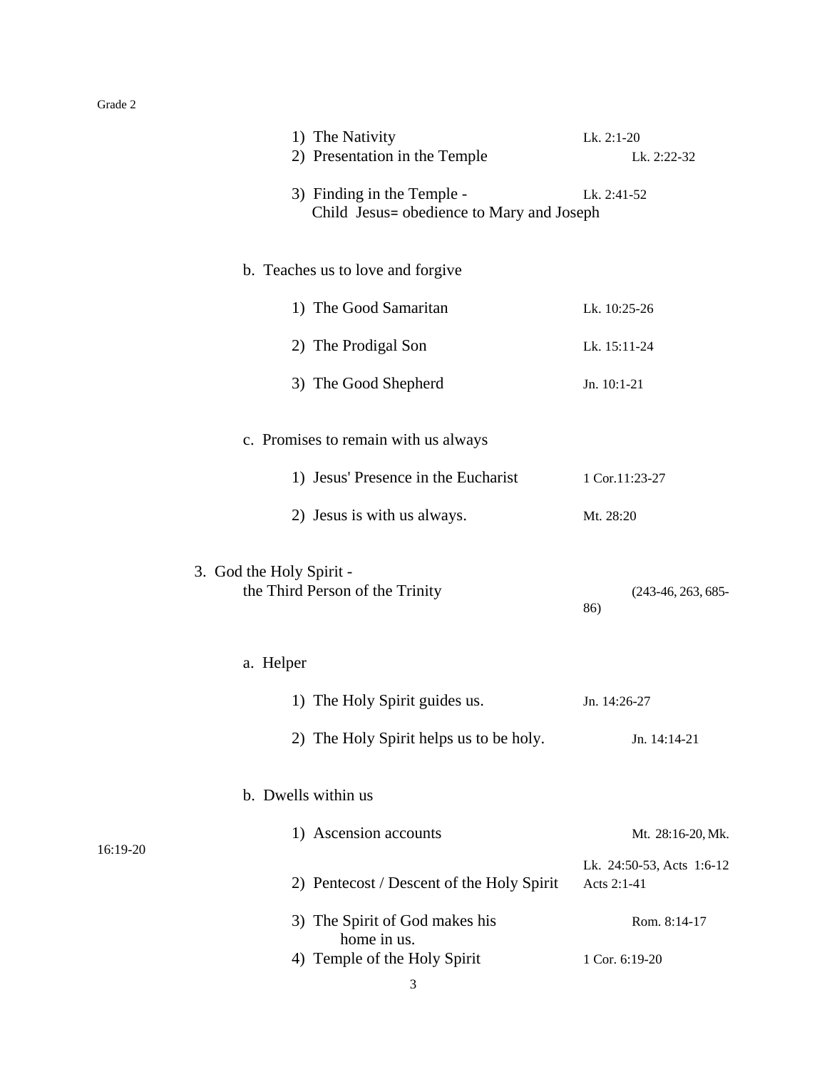1) The Nativity — Lk. 2:1-20
2) Presentation in the Temple — Lk. 2:22-32
3) Finding in the Temple - Child Jesus= obedience to Mary and Joseph — Lk. 2:41-52

b. Teaches us to love and forgive

1) The Good Samaritan — Lk. 10:25-26
2) The Prodigal Son — Lk. 15:11-24
3) The Good Shepherd — Jn. 10:1-21

c. Promises to remain with us always

1) Jesus' Presence in the Eucharist — 1 Cor.11:23-27
2) Jesus is with us always. — Mt. 28:20

3. God the Holy Spirit - the Third Person of the Trinity — (243-46, 263, 685-86)

a. Helper

1) The Holy Spirit guides us. — Jn. 14:26-27
2) The Holy Spirit helps us to be holy. — Jn. 14:14-21

b. Dwells within us

1) Ascension accounts — Mt. 28:16-20, Mk. 16:19-20, Lk. 24:50-53, Acts 1:6-12
2) Pentecost / Descent of the Holy Spirit — Acts 2:1-41
3) The Spirit of God makes his home in us. — Rom. 8:14-17
4) Temple of the Holy Spirit — 1 Cor. 6:19-20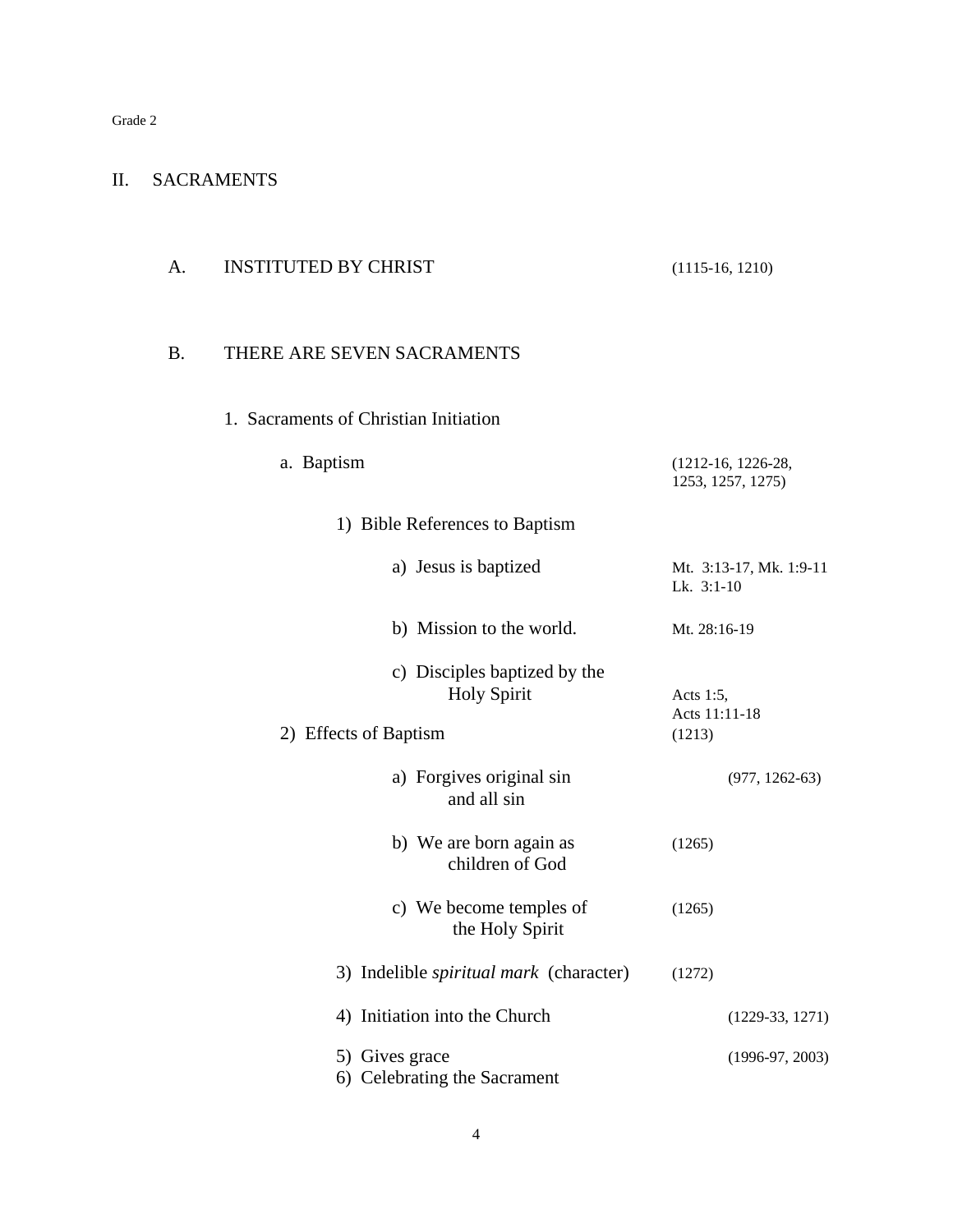Grade 2

# II. SACRAMENTS

## A. INSTITUTED BY CHRIST (1115-16, 1210)

## B. THERE ARE SEVEN SACRAMENTS

1. Sacraments of Christian Initiation

   a. Baptism (1212-16, 1226-28, 1253, 1257, 1275)

      1) Bible References to Baptism

         a) Jesus is baptized — Mt. 3:13-17, Mk. 1:9-11 Lk. 3:1-10

         b) Mission to the world. — Mt. 28:16-19

         c) Disciples baptized by the Holy Spirit — Acts 1:5, Acts 11:11-18

      2) Effects of Baptism (1213)

         a) Forgives original sin and all sin (977, 1262-63)

         b) We are born again as children of God (1265)

         c) We become temples of the Holy Spirit (1265)

      3) Indelible *spiritual mark* (character) (1272)

      4) Initiation into the Church (1229-33, 1271)

      5) Gives grace (1996-97, 2003)

      6) Celebrating the Sacrament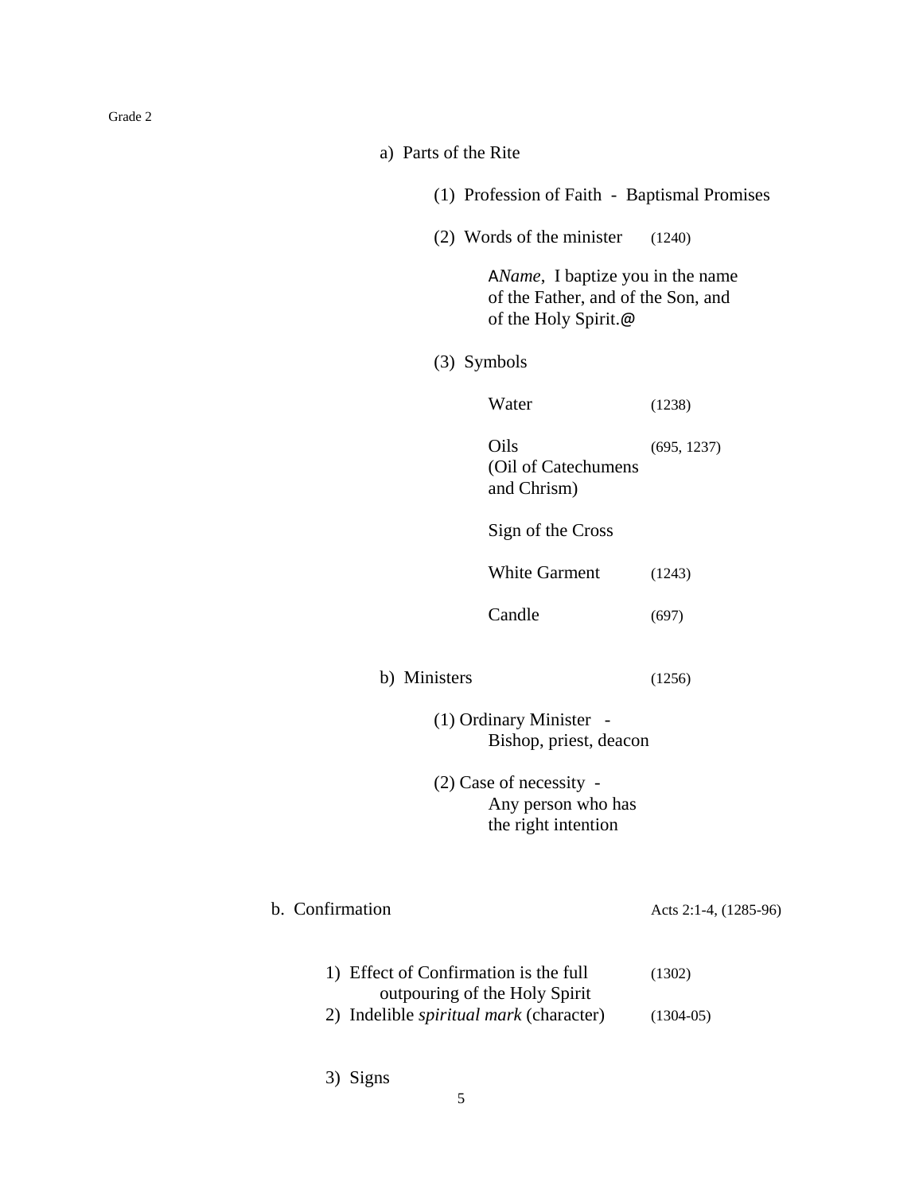Grade 2

a) Parts of the Rite

(1) Profession of Faith - Baptismal Promises

(2) Words of the minister (1240)

A*Name*, I baptize you in the name of the Father, and of the Son, and of the Holy Spirit.@

(3) Symbols

Water (1238)

Oils (695, 1237)
(Oil of Catechumens and Chrism)

Sign of the Cross

White Garment (1243)

Candle (697)

b) Ministers (1256)

(1) Ordinary Minister -
Bishop, priest, deacon

(2) Case of necessity -
Any person who has the right intention

b. Confirmation Acts 2:1-4, (1285-96)

1) Effect of Confirmation is the full outpouring of the Holy Spirit (1302)
2) Indelible *spiritual mark* (character) (1304-05)

3) Signs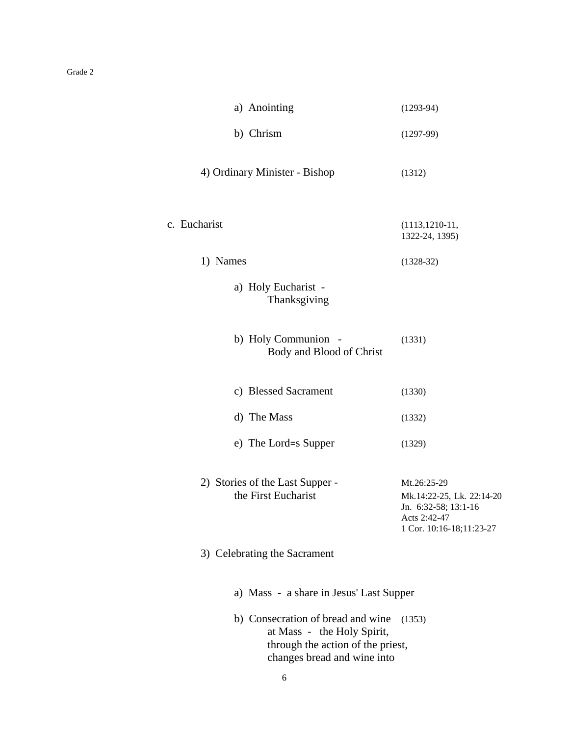a) Anointing (1293-94)

b) Chrism (1297-99)

4) Ordinary Minister - Bishop (1312)

c. Eucharist (1113,1210-11, 1322-24, 1395)

1) Names (1328-32)

a) Holy Eucharist - Thanksgiving

b) Holy Communion - Body and Blood of Christ (1331)

c) Blessed Sacrament (1330)

d) The Mass (1332)

e) The Lord=s Supper (1329)

2) Stories of the Last Supper - the First Eucharist — Mt.26:25-29; Mk.14:22-25, Lk. 22:14-20; Jn. 6:32-58; 13:1-16; Acts 2:42-47; 1 Cor. 10:16-18;11:23-27

3) Celebrating the Sacrament

a) Mass - a share in Jesus' Last Supper

b) Consecration of bread and wine at Mass - the Holy Spirit, through the action of the priest, changes bread and wine into (1353)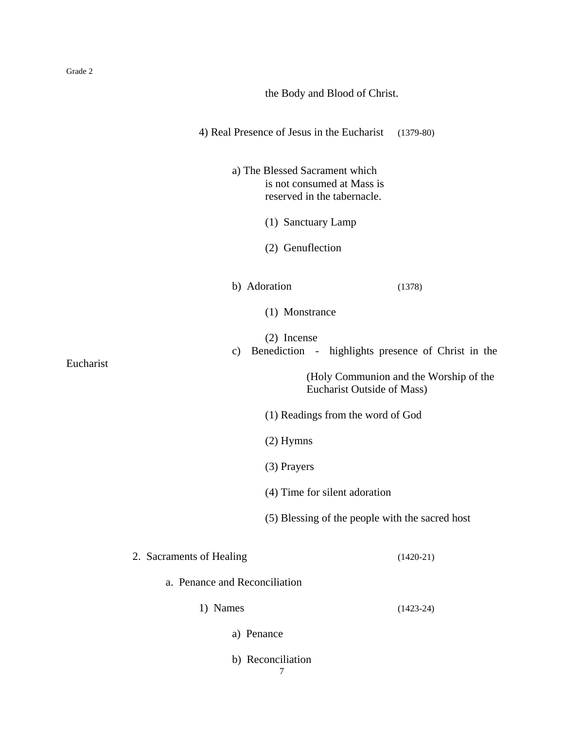the Body and Blood of Christ.

4) Real Presence of Jesus in the Eucharist (1379-80)

a) The Blessed Sacrament which is not consumed at Mass is reserved in the tabernacle.

(1) Sanctuary Lamp

(2) Genuflection

b) Adoration (1378)

(1) Monstrance

(2) Incense

c) Benediction - highlights presence of Christ in the Eucharist

(Holy Communion and the Worship of the Eucharist Outside of Mass)

(1) Readings from the word of God

(2) Hymns

(3) Prayers

(4) Time for silent adoration

(5) Blessing of the people with the sacred host

2. Sacraments of Healing (1420-21)

a. Penance and Reconciliation

1) Names (1423-24)

a) Penance

b) Reconciliation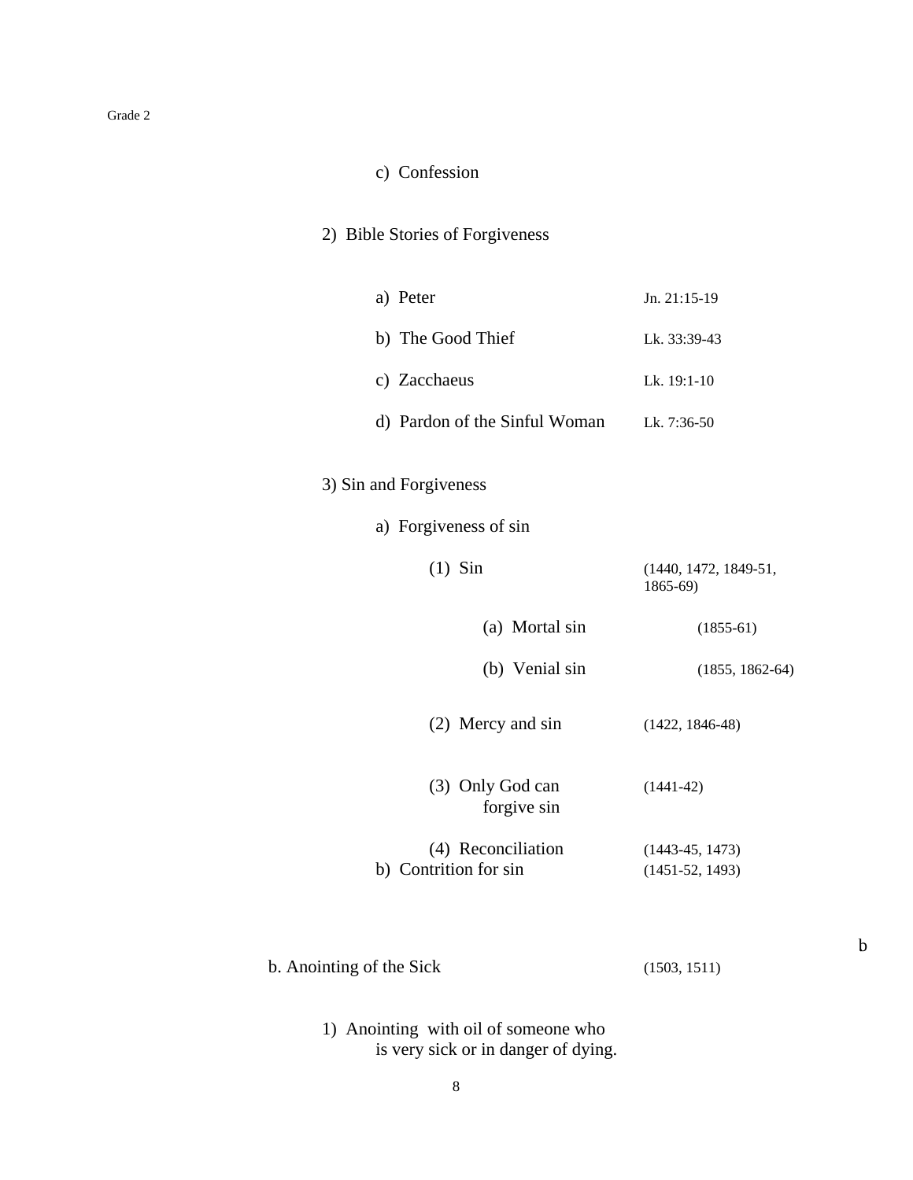c) Confession

2) Bible Stories of Forgiveness

a) Peter — Jn. 21:15-19

b) The Good Thief — Lk. 33:39-43

c) Zacchaeus — Lk. 19:1-10

d) Pardon of the Sinful Woman — Lk. 7:36-50

3) Sin and Forgiveness

a) Forgiveness of sin

(1) Sin — (1440, 1472, 1849-51, 1865-69)

(a) Mortal sin — (1855-61)

(b) Venial sin — (1855, 1862-64)

(2) Mercy and sin — (1422, 1846-48)

(3) Only God can forgive sin — (1441-42)

(4) Reconciliation — (1443-45, 1473)

b) Contrition for sin — (1451-52, 1493)

b

b. Anointing of the Sick — (1503, 1511)

1) Anointing with oil of someone who is very sick or in danger of dying.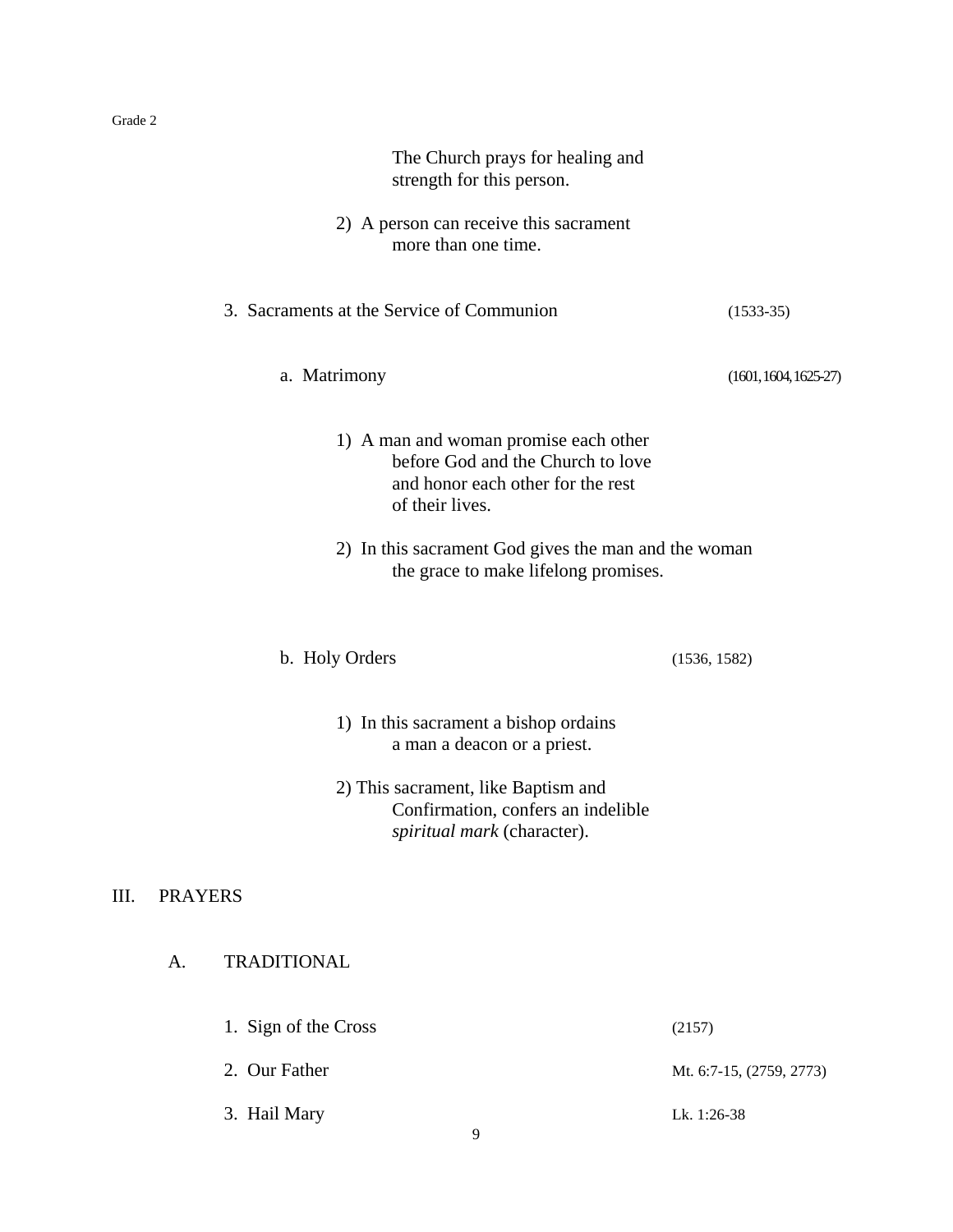The Church prays for healing and strength for this person.

2) A person can receive this sacrament more than one time.

3. Sacraments at the Service of Communion (1533-35)

a. Matrimony (1601, 1604, 1625-27)

1) A man and woman promise each other before God and the Church to love and honor each other for the rest of their lives.

2) In this sacrament God gives the man and the woman the grace to make lifelong promises.

b. Holy Orders (1536, 1582)

1) In this sacrament a bishop ordains a man a deacon or a priest.

2) This sacrament, like Baptism and Confirmation, confers an indelible *spiritual mark* (character).

## III. PRAYERS

### A. TRADITIONAL

1. Sign of the Cross (2157)

2. Our Father Mt. 6:7-15, (2759, 2773)

3. Hail Mary Lk. 1:26-38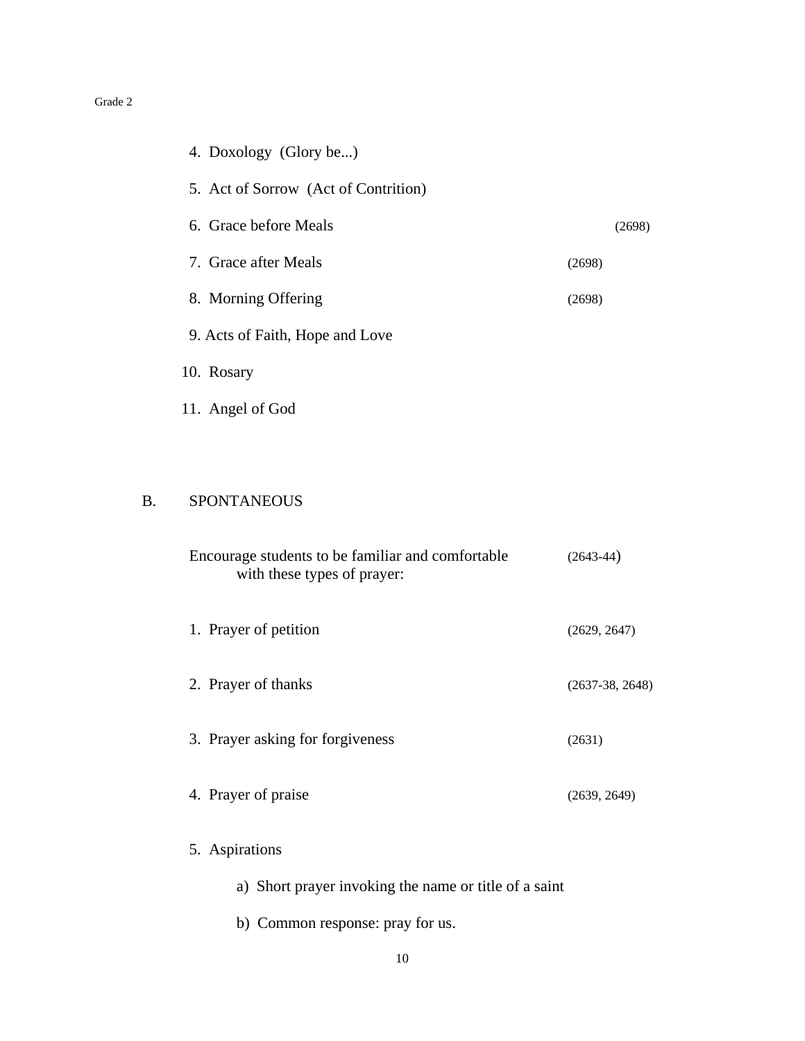4. Doxology (Glory be...)
5. Act of Sorrow (Act of Contrition)
6. Grace before Meals (2698)
7. Grace after Meals (2698)
8. Morning Offering (2698)
9. Acts of Faith, Hope and Love
10. Rosary
11. Angel of God

## B. SPONTANEOUS

Encourage students to be familiar and comfortable with these types of prayer: (2643-44)

1. Prayer of petition (2629, 2647)
2. Prayer of thanks (2637-38, 2648)
3. Prayer asking for forgiveness (2631)
4. Prayer of praise (2639, 2649)
5. Aspirations
   a) Short prayer invoking the name or title of a saint
   b) Common response: pray for us.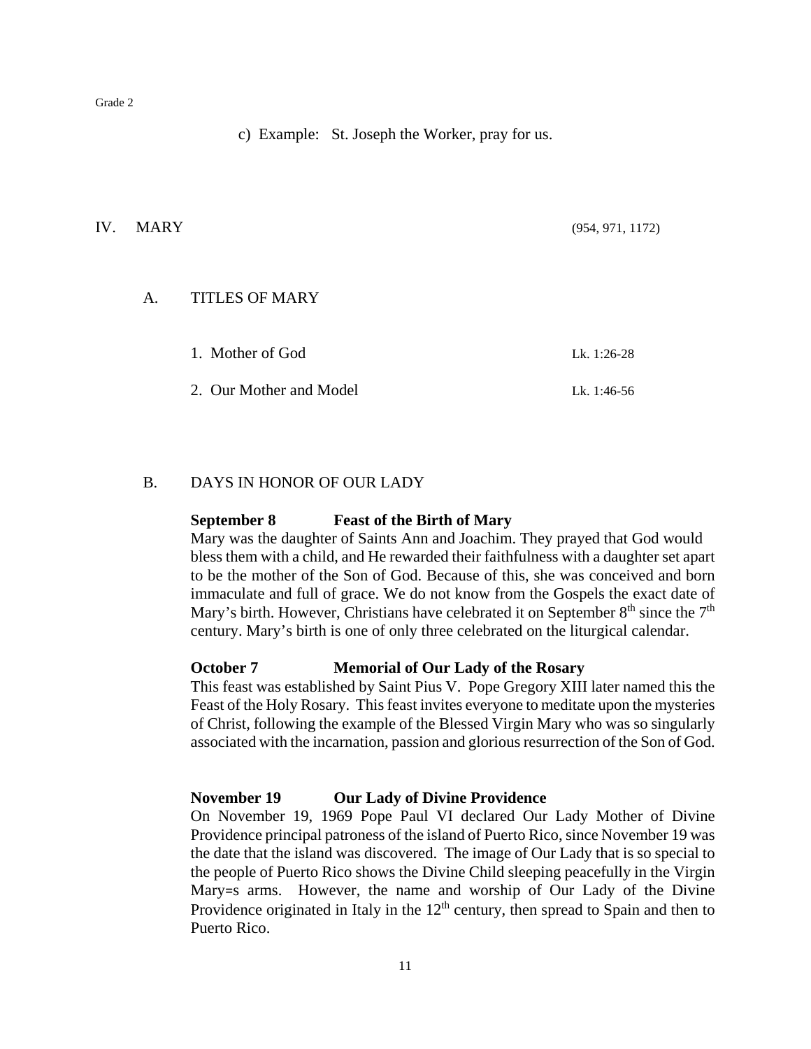c) Example: St. Joseph the Worker, pray for us.

## IV. MARY (954, 971, 1172)

### A. TITLES OF MARY

1. Mother of God — Lk. 1:26-28
2. Our Mother and Model — Lk. 1:46-56

### B. DAYS IN HONOR OF OUR LADY

**September 8 — Feast of the Birth of Mary**
Mary was the daughter of Saints Ann and Joachim. They prayed that God would bless them with a child, and He rewarded their faithfulness with a daughter set apart to be the mother of the Son of God. Because of this, she was conceived and born immaculate and full of grace. We do not know from the Gospels the exact date of Mary's birth. However, Christians have celebrated it on September 8th since the 7th century. Mary's birth is one of only three celebrated on the liturgical calendar.

**October 7 — Memorial of Our Lady of the Rosary**
This feast was established by Saint Pius V. Pope Gregory XIII later named this the Feast of the Holy Rosary. This feast invites everyone to meditate upon the mysteries of Christ, following the example of the Blessed Virgin Mary who was so singularly associated with the incarnation, passion and glorious resurrection of the Son of God.

**November 19 — Our Lady of Divine Providence**
On November 19, 1969 Pope Paul VI declared Our Lady Mother of Divine Providence principal patroness of the island of Puerto Rico, since November 19 was the date that the island was discovered. The image of Our Lady that is so special to the people of Puerto Rico shows the Divine Child sleeping peacefully in the Virgin Mary=s arms. However, the name and worship of Our Lady of the Divine Providence originated in Italy in the 12th century, then spread to Spain and then to Puerto Rico.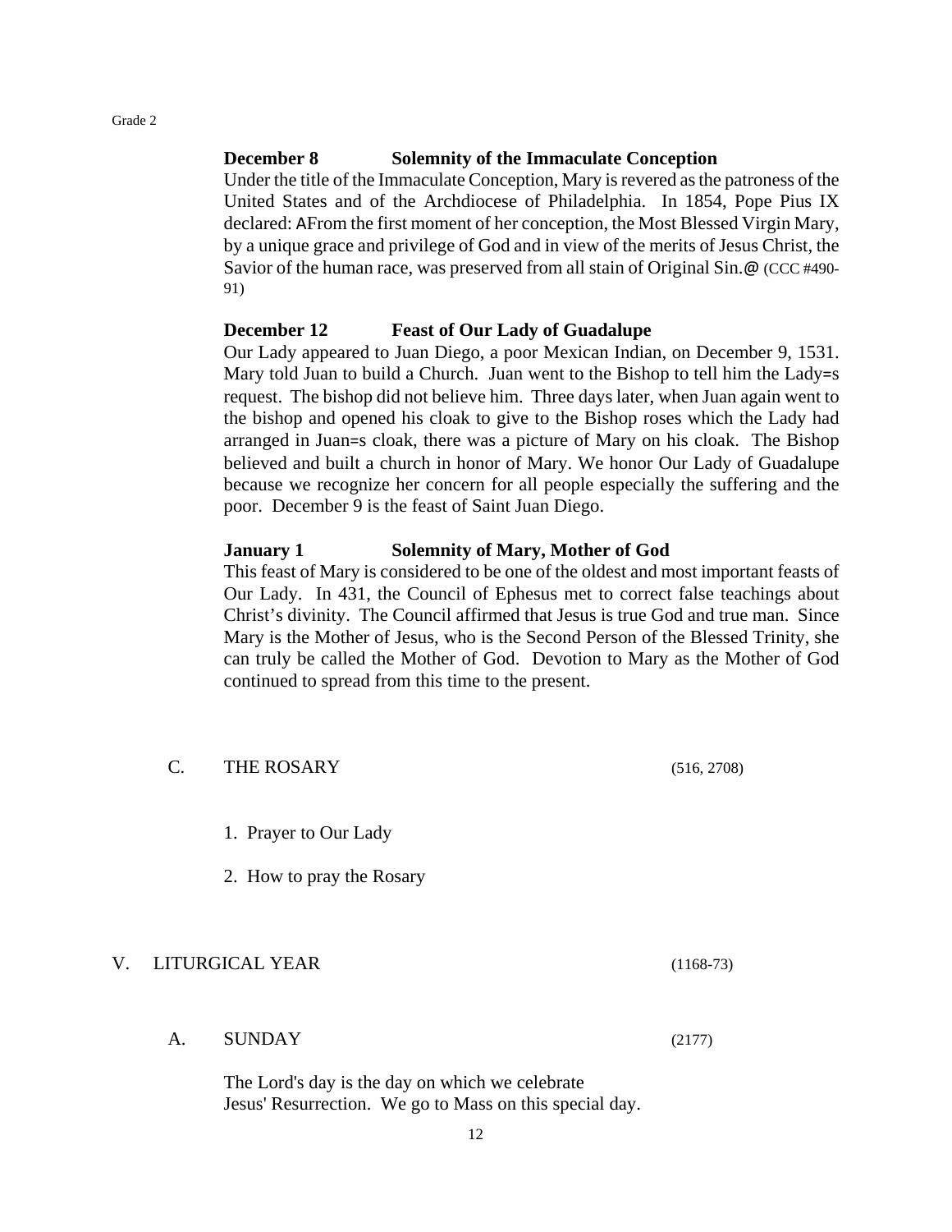**December 8 Solemnity of the Immaculate Conception**

Under the title of the Immaculate Conception, Mary is revered as the patroness of the United States and of the Archdiocese of Philadelphia. In 1854, Pope Pius IX declared: AFrom the first moment of her conception, the Most Blessed Virgin Mary, by a unique grace and privilege of God and in view of the merits of Jesus Christ, the Savior of the human race, was preserved from all stain of Original Sin.@ (CCC #490-91)

**December 12 Feast of Our Lady of Guadalupe**

Our Lady appeared to Juan Diego, a poor Mexican Indian, on December 9, 1531. Mary told Juan to build a Church. Juan went to the Bishop to tell him the Lady=s request. The bishop did not believe him. Three days later, when Juan again went to the bishop and opened his cloak to give to the Bishop roses which the Lady had arranged in Juan=s cloak, there was a picture of Mary on his cloak. The Bishop believed and built a church in honor of Mary. We honor Our Lady of Guadalupe because we recognize her concern for all people especially the suffering and the poor. December 9 is the feast of Saint Juan Diego.

**January 1 Solemnity of Mary, Mother of God**

This feast of Mary is considered to be one of the oldest and most important feasts of Our Lady. In 431, the Council of Ephesus met to correct false teachings about Christ's divinity. The Council affirmed that Jesus is true God and true man. Since Mary is the Mother of Jesus, who is the Second Person of the Blessed Trinity, she can truly be called the Mother of God. Devotion to Mary as the Mother of God continued to spread from this time to the present.

### C. THE ROSARY (516, 2708)

1. Prayer to Our Lady
2. How to pray the Rosary

## V. LITURGICAL YEAR (1168-73)

### A. SUNDAY (2177)

The Lord's day is the day on which we celebrate Jesus' Resurrection. We go to Mass on this special day.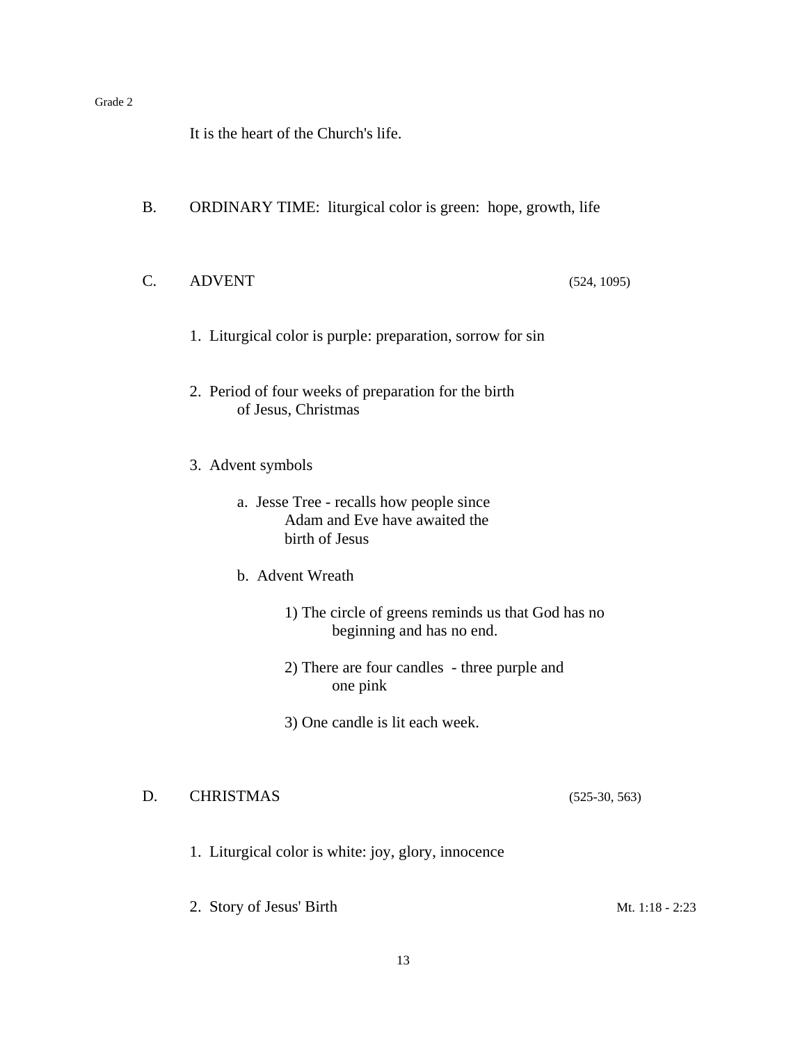It is the heart of the Church's life.

B. ORDINARY TIME: liturgical color is green: hope, growth, life

C. ADVENT (524, 1095)

1. Liturgical color is purple: preparation, sorrow for sin

2. Period of four weeks of preparation for the birth of Jesus, Christmas

3. Advent symbols

   a. Jesse Tree - recalls how people since Adam and Eve have awaited the birth of Jesus

   b. Advent Wreath

      1) The circle of greens reminds us that God has no beginning and has no end.

      2) There are four candles - three purple and one pink

      3) One candle is lit each week.

D. CHRISTMAS (525-30, 563)

1. Liturgical color is white: joy, glory, innocence

2. Story of Jesus' Birth Mt. 1:18 - 2:23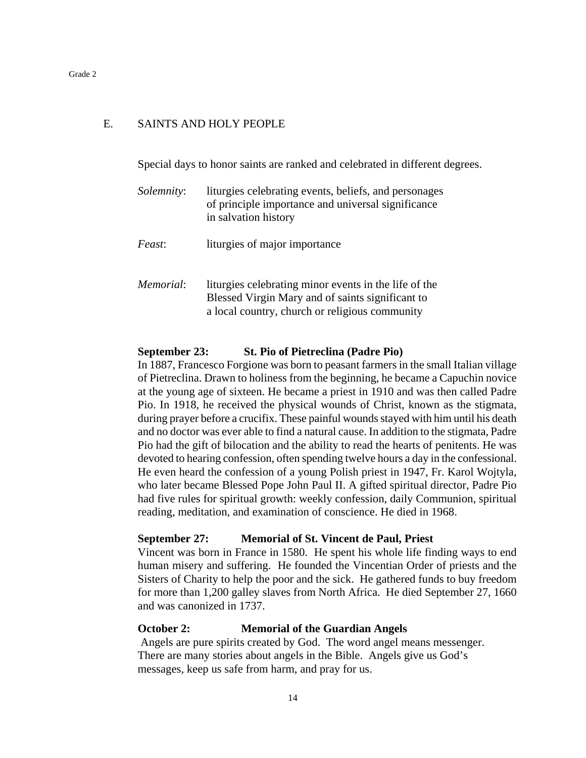## E. SAINTS AND HOLY PEOPLE

Special days to honor saints are ranked and celebrated in different degrees.

*Solemnity*: liturgies celebrating events, beliefs, and personages of principle importance and universal significance in salvation history

*Feast*: liturgies of major importance

*Memorial*: liturgies celebrating minor events in the life of the Blessed Virgin Mary and of saints significant to a local country, church or religious community

**September 23: St. Pio of Pietreclina (Padre Pio)**
In 1887, Francesco Forgione was born to peasant farmers in the small Italian village of Pietreclina. Drawn to holiness from the beginning, he became a Capuchin novice at the young age of sixteen. He became a priest in 1910 and was then called Padre Pio. In 1918, he received the physical wounds of Christ, known as the stigmata, during prayer before a crucifix. These painful wounds stayed with him until his death and no doctor was ever able to find a natural cause. In addition to the stigmata, Padre Pio had the gift of bilocation and the ability to read the hearts of penitents. He was devoted to hearing confession, often spending twelve hours a day in the confessional. He even heard the confession of a young Polish priest in 1947, Fr. Karol Wojtyla, who later became Blessed Pope John Paul II. A gifted spiritual director, Padre Pio had five rules for spiritual growth: weekly confession, daily Communion, spiritual reading, meditation, and examination of conscience. He died in 1968.

**September 27: Memorial of St. Vincent de Paul, Priest**
Vincent was born in France in 1580. He spent his whole life finding ways to end human misery and suffering. He founded the Vincentian Order of priests and the Sisters of Charity to help the poor and the sick. He gathered funds to buy freedom for more than 1,200 galley slaves from North Africa. He died September 27, 1660 and was canonized in 1737.

**October 2: Memorial of the Guardian Angels**
Angels are pure spirits created by God. The word angel means messenger. There are many stories about angels in the Bible. Angels give us God's messages, keep us safe from harm, and pray for us.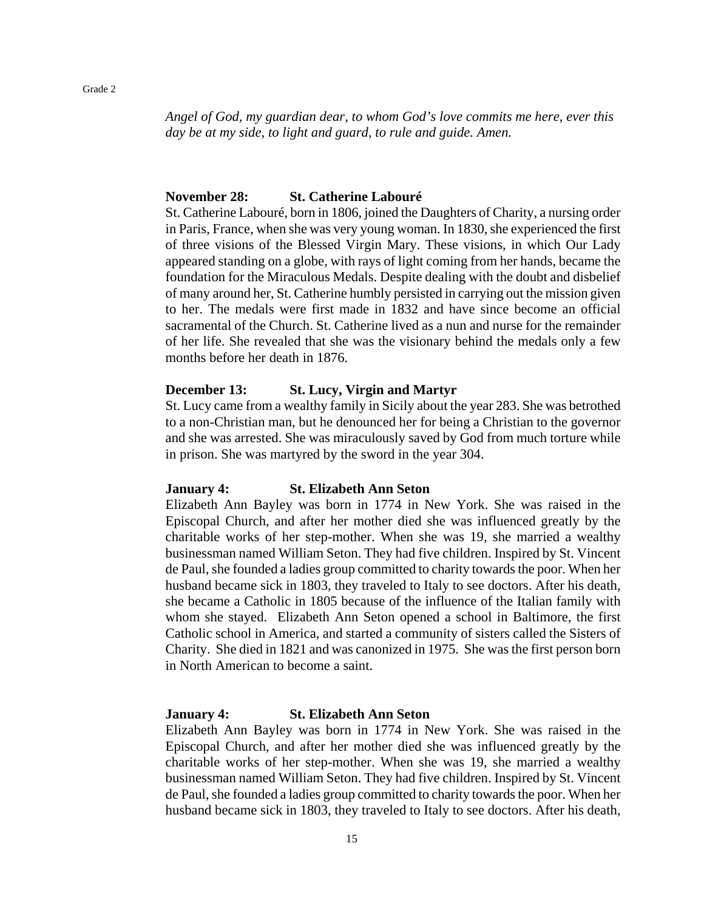*Angel of God, my guardian dear, to whom God's love commits me here, ever this day be at my side, to light and guard, to rule and guide. Amen.*

**November 28: St. Catherine Labouré**

St. Catherine Labouré, born in 1806, joined the Daughters of Charity, a nursing order in Paris, France, when she was very young woman. In 1830, she experienced the first of three visions of the Blessed Virgin Mary. These visions, in which Our Lady appeared standing on a globe, with rays of light coming from her hands, became the foundation for the Miraculous Medals. Despite dealing with the doubt and disbelief of many around her, St. Catherine humbly persisted in carrying out the mission given to her. The medals were first made in 1832 and have since become an official sacramental of the Church. St. Catherine lived as a nun and nurse for the remainder of her life. She revealed that she was the visionary behind the medals only a few months before her death in 1876.

**December 13: St. Lucy, Virgin and Martyr**

St. Lucy came from a wealthy family in Sicily about the year 283. She was betrothed to a non-Christian man, but he denounced her for being a Christian to the governor and she was arrested. She was miraculously saved by God from much torture while in prison. She was martyred by the sword in the year 304.

**January 4: St. Elizabeth Ann Seton**

Elizabeth Ann Bayley was born in 1774 in New York. She was raised in the Episcopal Church, and after her mother died she was influenced greatly by the charitable works of her step-mother. When she was 19, she married a wealthy businessman named William Seton. They had five children. Inspired by St. Vincent de Paul, she founded a ladies group committed to charity towards the poor. When her husband became sick in 1803, they traveled to Italy to see doctors. After his death, she became a Catholic in 1805 because of the influence of the Italian family with whom she stayed. Elizabeth Ann Seton opened a school in Baltimore, the first Catholic school in America, and started a community of sisters called the Sisters of Charity. She died in 1821 and was canonized in 1975. She was the first person born in North American to become a saint.

**January 4: St. Elizabeth Ann Seton**

Elizabeth Ann Bayley was born in 1774 in New York. She was raised in the Episcopal Church, and after her mother died she was influenced greatly by the charitable works of her step-mother. When she was 19, she married a wealthy businessman named William Seton. They had five children. Inspired by St. Vincent de Paul, she founded a ladies group committed to charity towards the poor. When her husband became sick in 1803, they traveled to Italy to see doctors. After his death,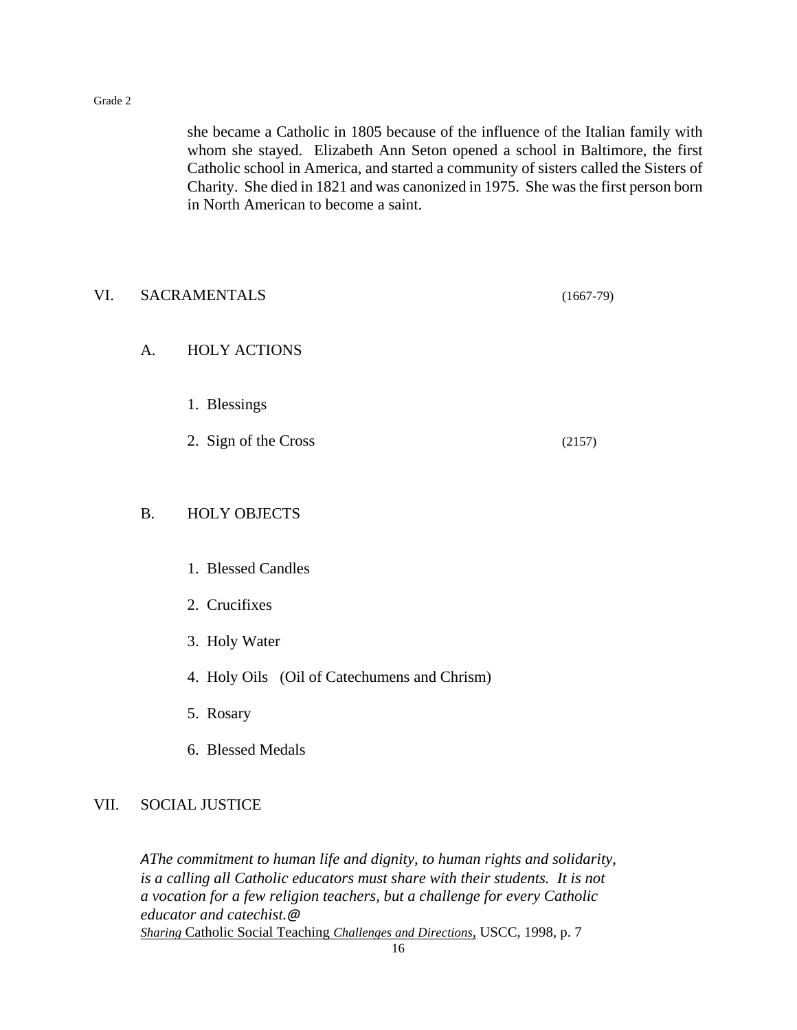she became a Catholic in 1805 because of the influence of the Italian family with whom she stayed. Elizabeth Ann Seton opened a school in Baltimore, the first Catholic school in America, and started a community of sisters called the Sisters of Charity. She died in 1821 and was canonized in 1975. She was the first person born in North American to become a saint.

## VI. SACRAMENTALS (1667-79)

### A. HOLY ACTIONS

1. Blessings
2. Sign of the Cross (2157)

### B. HOLY OBJECTS

1. Blessed Candles
2. Crucifixes
3. Holy Water
4. Holy Oils (Oil of Catechumens and Chrism)
5. Rosary
6. Blessed Medals

## VII. SOCIAL JUSTICE

*AThe commitment to human life and dignity, to human rights and solidarity, is a calling all Catholic educators must share with their students. It is not a vocation for a few religion teachers, but a challenge for every Catholic educator and catechist.@*

*Sharing* Catholic Social Teaching *Challenges and Directions*, USCC, 1998, p. 7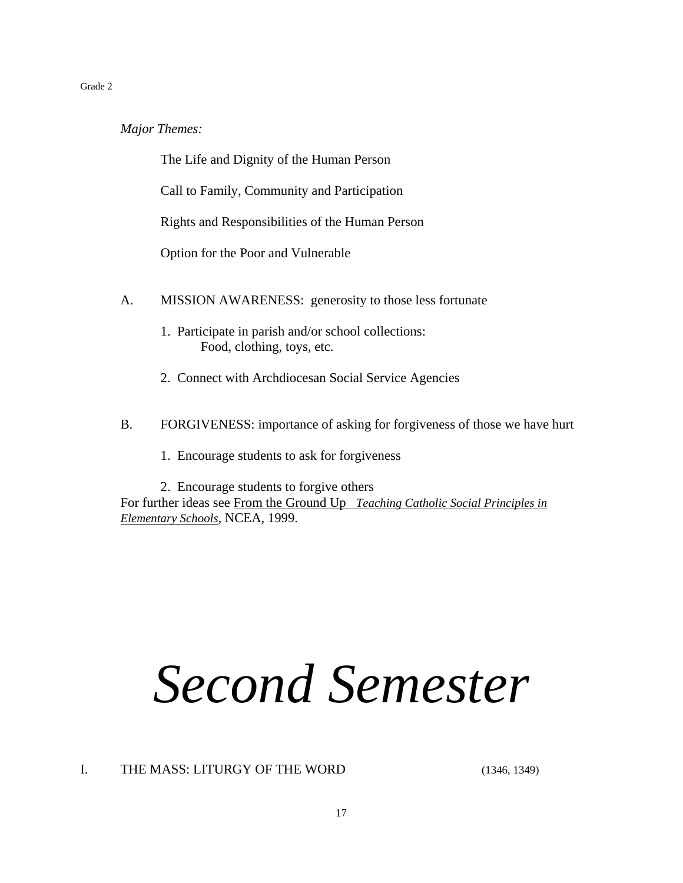*Major Themes:*

The Life and Dignity of the Human Person

Call to Family, Community and Participation

Rights and Responsibilities of the Human Person

Option for the Poor and Vulnerable

A. MISSION AWARENESS: generosity to those less fortunate

1. Participate in parish and/or school collections:
   Food, clothing, toys, etc.

2. Connect with Archdiocesan Social Service Agencies

B. FORGIVENESS: importance of asking for forgiveness of those we have hurt

1. Encourage students to ask for forgiveness

2. Encourage students to forgive others

For further ideas see From the Ground Up *Teaching Catholic Social Principles in Elementary Schools*, NCEA, 1999.

# *Second Semester*

I. THE MASS: LITURGY OF THE WORD (1346, 1349)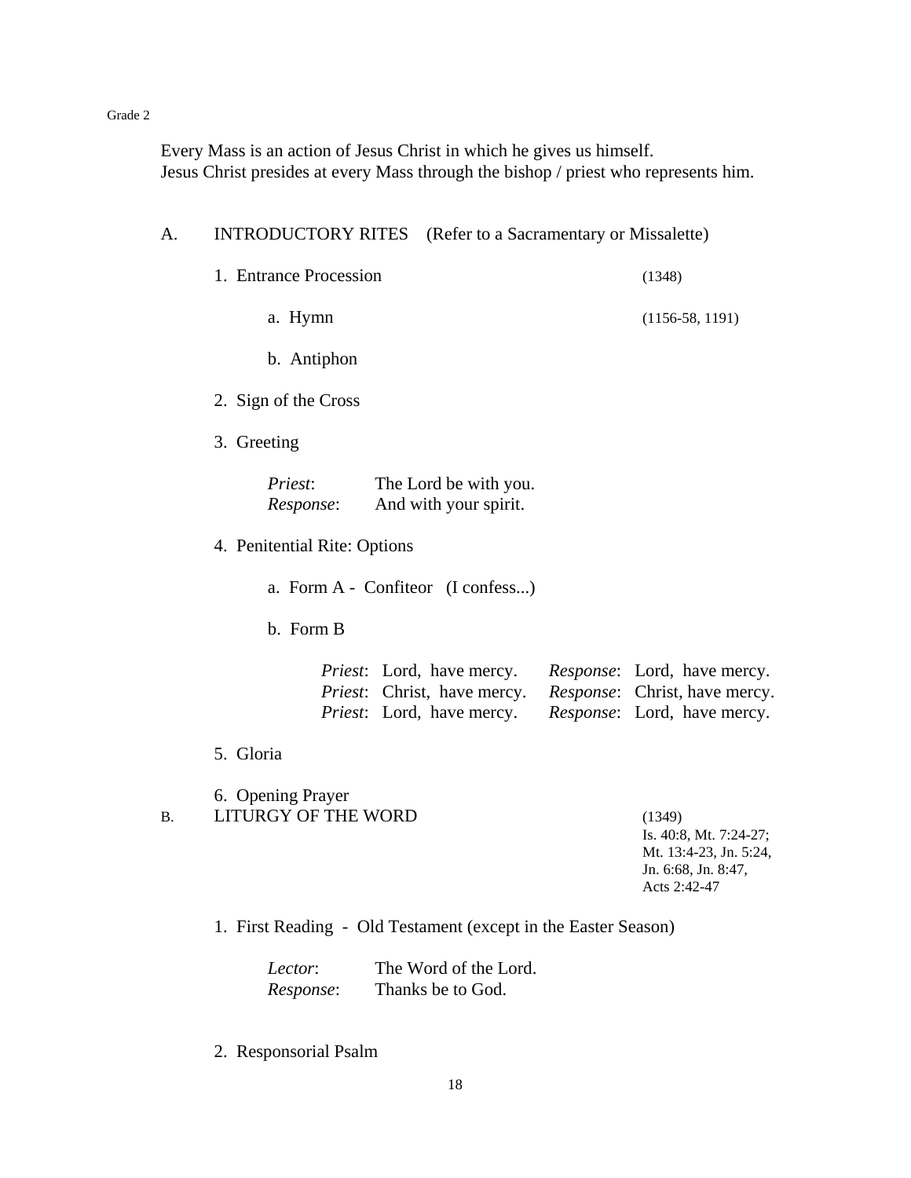Grade 2

Every Mass is an action of Jesus Christ in which he gives us himself.
Jesus Christ presides at every Mass through the bishop / priest who represents him.

## A. INTRODUCTORY RITES (Refer to a Sacramentary or Missalette)

1. Entrance Procession (1348)

   a. Hymn (1156-58, 1191)

   b. Antiphon

2. Sign of the Cross

3. Greeting

   *Priest*: The Lord be with you.
   *Response*: And with your spirit.

4. Penitential Rite: Options

   a. Form A - Confiteor (I confess...)

   b. Form B

   | | | | |
   |---|---|---|---|
   | *Priest*: | Lord, have mercy. | *Response*: | Lord, have mercy. |
   | *Priest*: | Christ, have mercy. | *Response*: | Christ, have mercy. |
   | *Priest*: | Lord, have mercy. | *Response*: | Lord, have mercy. |

5. Gloria

6. Opening Prayer

## B. LITURGY OF THE WORD

(1349)
Is. 40:8, Mt. 7:24-27; Mt. 13:4-23, Jn. 5:24, Jn. 6:68, Jn. 8:47, Acts 2:42-47

1. First Reading - Old Testament (except in the Easter Season)

   *Lector*: The Word of the Lord.
   *Response*: Thanks be to God.

2. Responsorial Psalm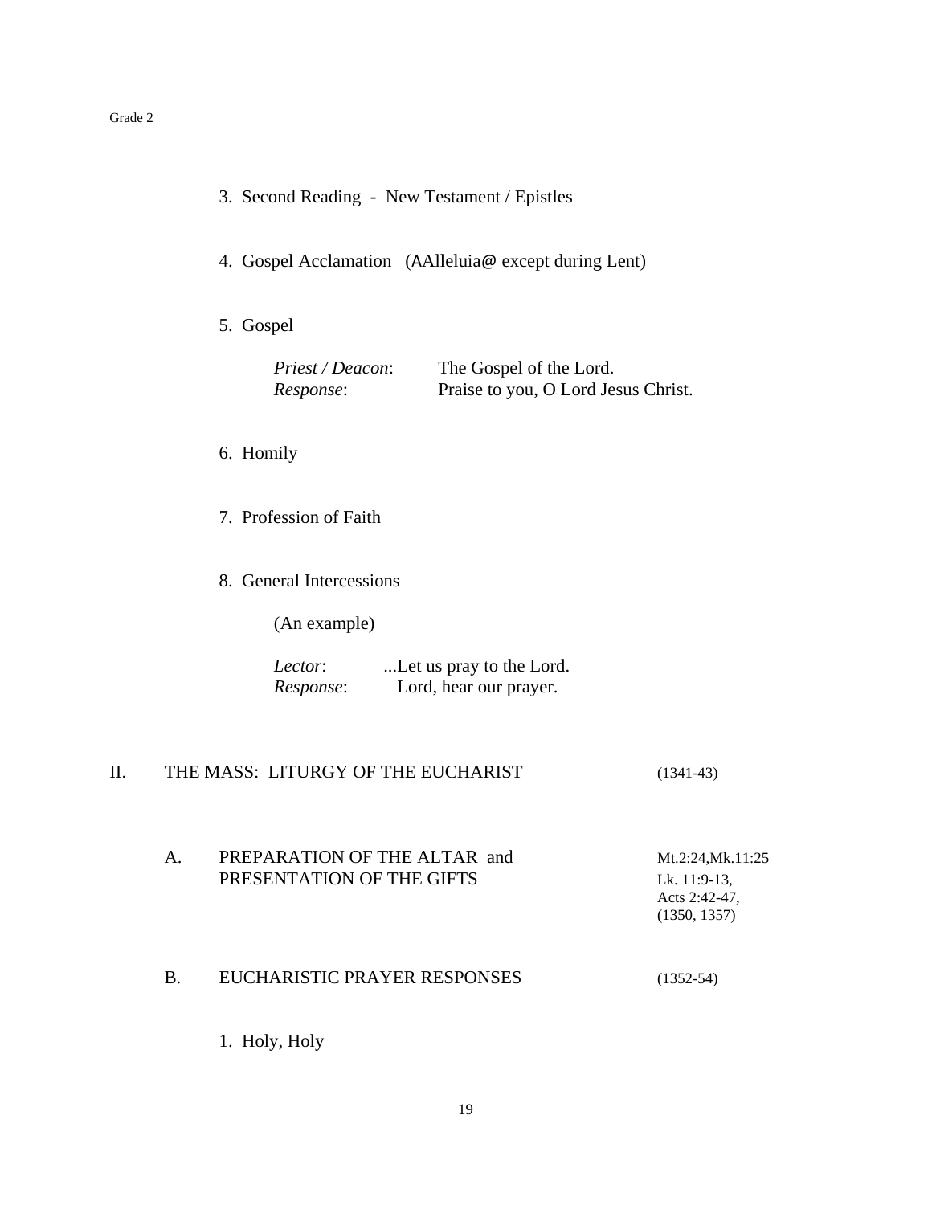3. Second Reading - New Testament / Epistles

4. Gospel Acclamation (AAlleluia@ except during Lent)

5. Gospel

   *Priest / Deacon*: The Gospel of the Lord.
   *Response*: Praise to you, O Lord Jesus Christ.

6. Homily

7. Profession of Faith

8. General Intercessions

   (An example)

   *Lector*: ...Let us pray to the Lord.
   *Response*: Lord, hear our prayer.

## II. THE MASS: LITURGY OF THE EUCHARIST (1341-43)

### A. PREPARATION OF THE ALTAR and PRESENTATION OF THE GIFTS

Mt.2:24,Mk.11:25
Lk. 11:9-13,
Acts 2:42-47,
(1350, 1357)

### B. EUCHARISTIC PRAYER RESPONSES (1352-54)

1. Holy, Holy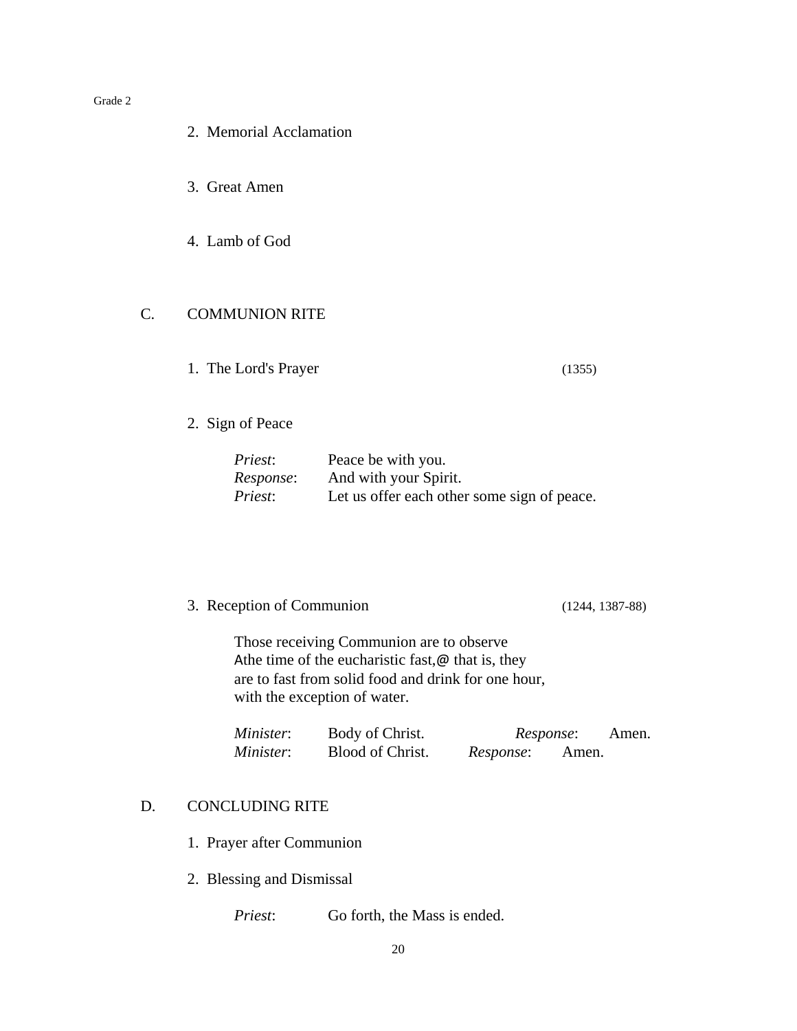2. Memorial Acclamation

3. Great Amen

4. Lamb of God

C. COMMUNION RITE

1. The Lord's Prayer (1355)

2. Sign of Peace

*Priest*: Peace be with you.
*Response*: And with your Spirit.
*Priest*: Let us offer each other some sign of peace.

3. Reception of Communion (1244, 1387-88)

Those receiving Communion are to observe Athe time of the eucharistic fast,@ that is, they are to fast from solid food and drink for one hour, with the exception of water.

*Minister*: Body of Christ. *Response*: Amen.
*Minister*: Blood of Christ. *Response*: Amen.

D. CONCLUDING RITE

1. Prayer after Communion

2. Blessing and Dismissal

*Priest*: Go forth, the Mass is ended.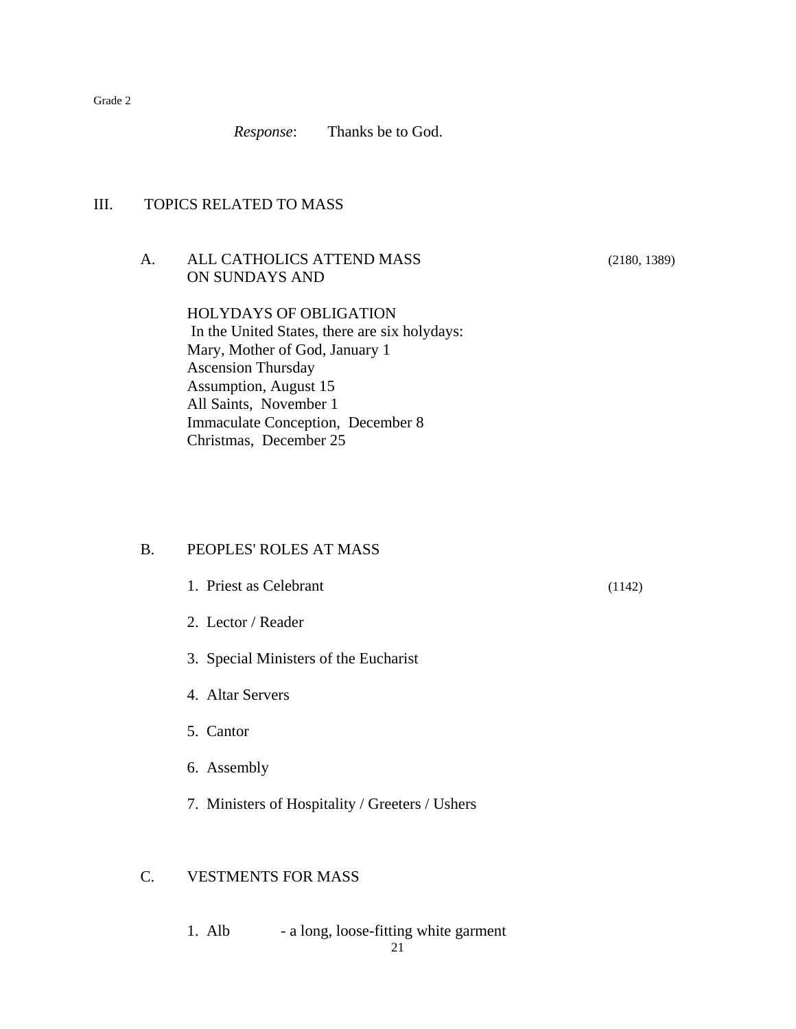*Response*: Thanks be to God.

## III. TOPICS RELATED TO MASS

### A. ALL CATHOLICS ATTEND MASS ON SUNDAYS AND HOLYDAYS OF OBLIGATION (2180, 1389)

In the United States, there are six holydays:
Mary, Mother of God, January 1
Ascension Thursday
Assumption, August 15
All Saints, November 1
Immaculate Conception, December 8
Christmas, December 25

### B. PEOPLES' ROLES AT MASS

1. Priest as Celebrant (1142)
2. Lector / Reader
3. Special Ministers of the Eucharist
4. Altar Servers
5. Cantor
6. Assembly
7. Ministers of Hospitality / Greeters / Ushers

### C. VESTMENTS FOR MASS

1. Alb - a long, loose-fitting white garment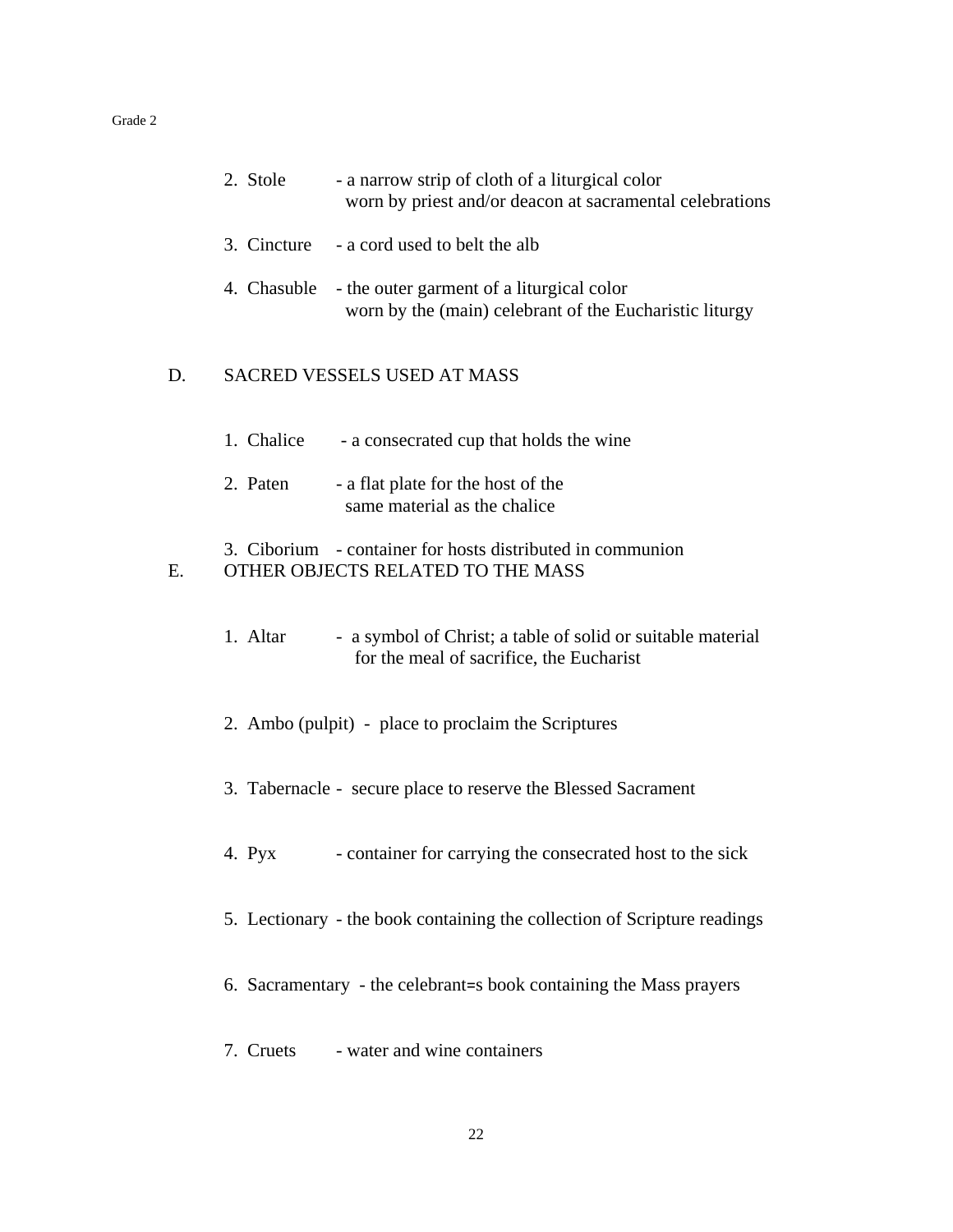2. Stole - a narrow strip of cloth of a liturgical color worn by priest and/or deacon at sacramental celebrations

3. Cincture - a cord used to belt the alb

4. Chasuble - the outer garment of a liturgical color worn by the (main) celebrant of the Eucharistic liturgy

## D. SACRED VESSELS USED AT MASS

1. Chalice - a consecrated cup that holds the wine

2. Paten - a flat plate for the host of the same material as the chalice

3. Ciborium - container for hosts distributed in communion

## E. OTHER OBJECTS RELATED TO THE MASS

1. Altar - a symbol of Christ; a table of solid or suitable material for the meal of sacrifice, the Eucharist

2. Ambo (pulpit) - place to proclaim the Scriptures

3. Tabernacle - secure place to reserve the Blessed Sacrament

4. Pyx - container for carrying the consecrated host to the sick

5. Lectionary - the book containing the collection of Scripture readings

6. Sacramentary - the celebrant=s book containing the Mass prayers

7. Cruets - water and wine containers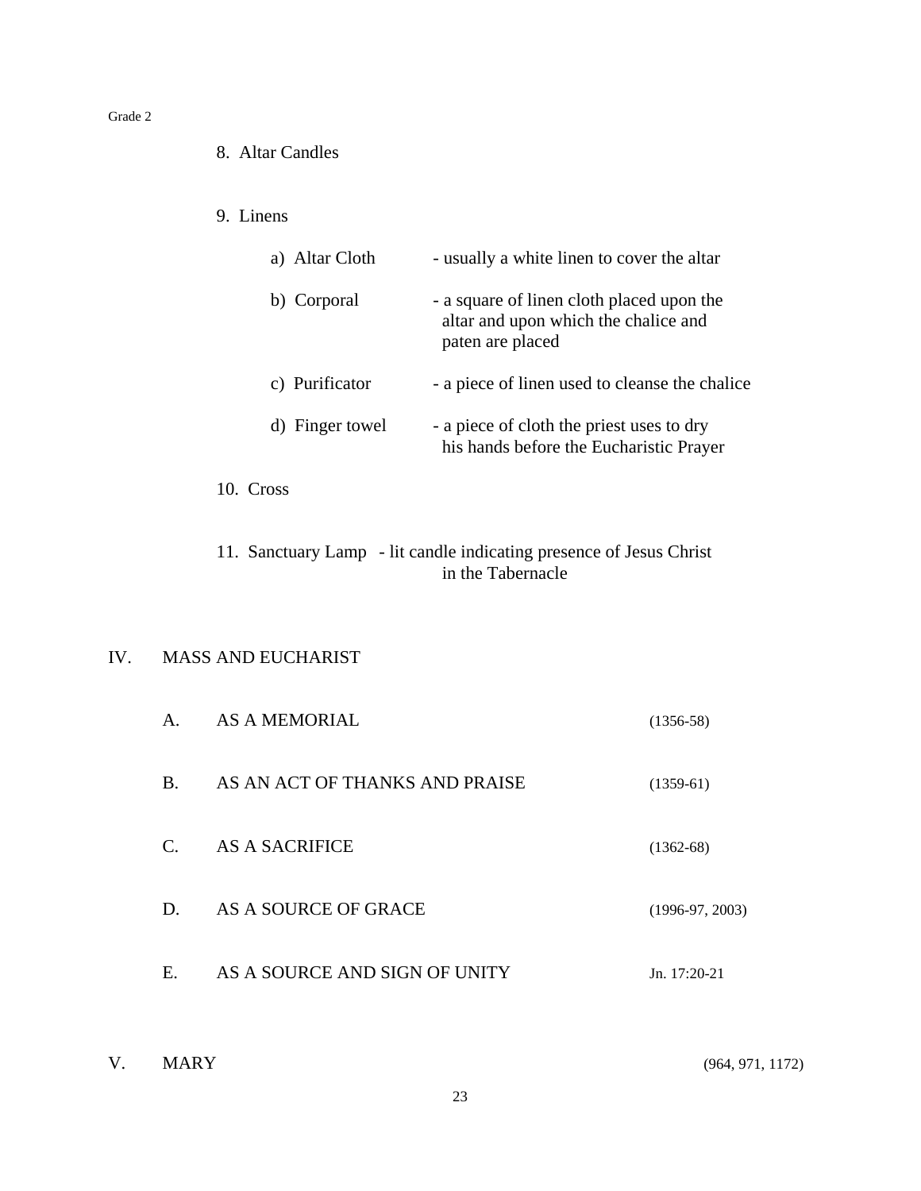8. Altar Candles

9. Linens

   a) Altar Cloth - usually a white linen to cover the altar

   b) Corporal - a square of linen cloth placed upon the altar and upon which the chalice and paten are placed

   c) Purificator - a piece of linen used to cleanse the chalice

   d) Finger towel - a piece of cloth the priest uses to dry his hands before the Eucharistic Prayer

10. Cross

11. Sanctuary Lamp - lit candle indicating presence of Jesus Christ in the Tabernacle

## IV. MASS AND EUCHARIST

A. AS A MEMORIAL (1356-58)

B. AS AN ACT OF THANKS AND PRAISE (1359-61)

C. AS A SACRIFICE (1362-68)

D. AS A SOURCE OF GRACE (1996-97, 2003)

E. AS A SOURCE AND SIGN OF UNITY Jn. 17:20-21

## V. MARY (964, 971, 1172)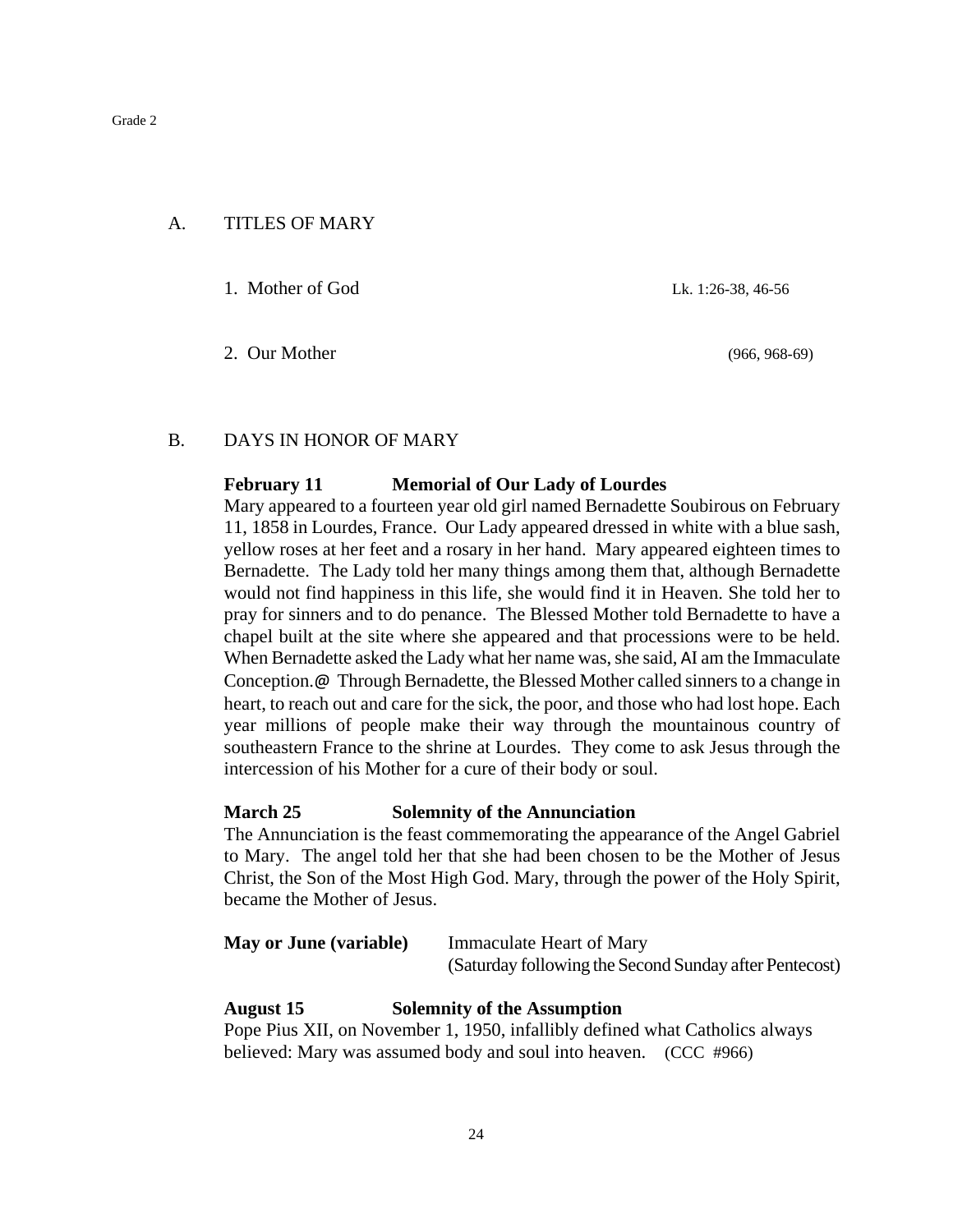## A. TITLES OF MARY

1. Mother of God — Lk. 1:26-38, 46-56

2. Our Mother — (966, 968-69)

## B. DAYS IN HONOR OF MARY

**February 11 — Memorial of Our Lady of Lourdes**

Mary appeared to a fourteen year old girl named Bernadette Soubirous on February 11, 1858 in Lourdes, France. Our Lady appeared dressed in white with a blue sash, yellow roses at her feet and a rosary in her hand. Mary appeared eighteen times to Bernadette. The Lady told her many things among them that, although Bernadette would not find happiness in this life, she would find it in Heaven. She told her to pray for sinners and to do penance. The Blessed Mother told Bernadette to have a chapel built at the site where she appeared and that processions were to be held. When Bernadette asked the Lady what her name was, she said, AI am the Immaculate Conception.@ Through Bernadette, the Blessed Mother called sinners to a change in heart, to reach out and care for the sick, the poor, and those who had lost hope. Each year millions of people make their way through the mountainous country of southeastern France to the shrine at Lourdes. They come to ask Jesus through the intercession of his Mother for a cure of their body or soul.

**March 25 — Solemnity of the Annunciation**

The Annunciation is the feast commemorating the appearance of the Angel Gabriel to Mary. The angel told her that she had been chosen to be the Mother of Jesus Christ, the Son of the Most High God. Mary, through the power of the Holy Spirit, became the Mother of Jesus.

**May or June (variable)** — Immaculate Heart of Mary
(Saturday following the Second Sunday after Pentecost)

**August 15 — Solemnity of the Assumption**

Pope Pius XII, on November 1, 1950, infallibly defined what Catholics always believed: Mary was assumed body and soul into heaven. (CCC #966)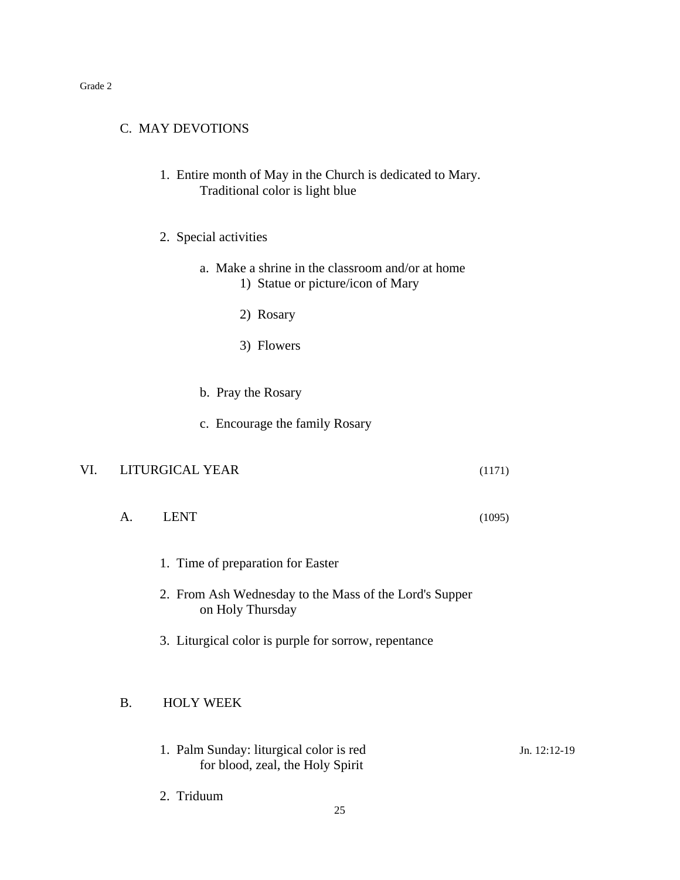### C. MAY DEVOTIONS

1. Entire month of May in the Church is dedicated to Mary.
   Traditional color is light blue

2. Special activities

   a. Make a shrine in the classroom and/or at home
      1) Statue or picture/icon of Mary

      2) Rosary

      3) Flowers

   b. Pray the Rosary

   c. Encourage the family Rosary

## VI. LITURGICAL YEAR (1171)

### A. LENT (1095)

1. Time of preparation for Easter

2. From Ash Wednesday to the Mass of the Lord's Supper
   on Holy Thursday

3. Liturgical color is purple for sorrow, repentance

### B. HOLY WEEK

1. Palm Sunday: liturgical color is red (Jn. 12:12-19)
   for blood, zeal, the Holy Spirit

2. Triduum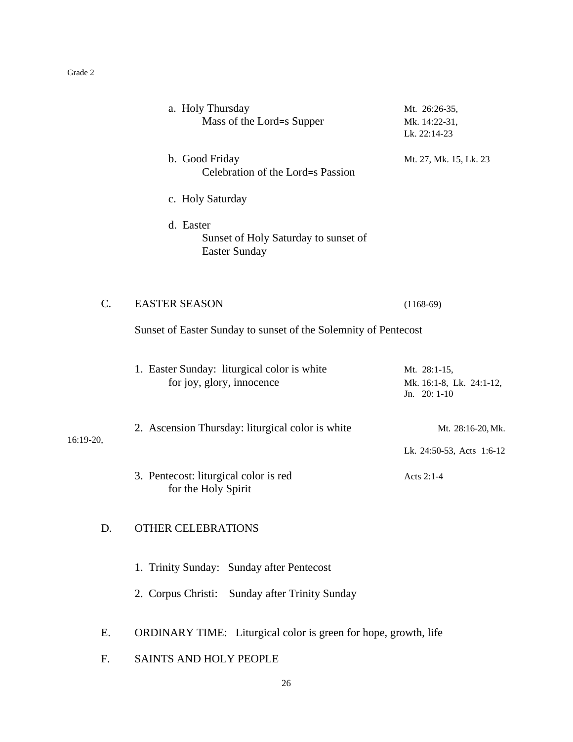a. Holy Thursday — Mt. 26:26-35, Mk. 14:22-31, Lk. 22:14-23
    Mass of the Lord=s Supper

b. Good Friday — Mt. 27, Mk. 15, Lk. 23
    Celebration of the Lord=s Passion

c. Holy Saturday

d. Easter
    Sunset of Holy Saturday to sunset of Easter Sunday

## C. EASTER SEASON (1168-69)

Sunset of Easter Sunday to sunset of the Solemnity of Pentecost

1. Easter Sunday: liturgical color is white for joy, glory, innocence — Mt. 28:1-15, Mk. 16:1-8, Lk. 24:1-12, Jn. 20: 1-10

2. Ascension Thursday: liturgical color is white — Mt. 28:16-20, Mk. 16:19-20, Lk. 24:50-53, Acts 1:6-12

3. Pentecost: liturgical color is red for the Holy Spirit — Acts 2:1-4

## D. OTHER CELEBRATIONS

1. Trinity Sunday: Sunday after Pentecost

2. Corpus Christi: Sunday after Trinity Sunday

## E. ORDINARY TIME: Liturgical color is green for hope, growth, life

## F. SAINTS AND HOLY PEOPLE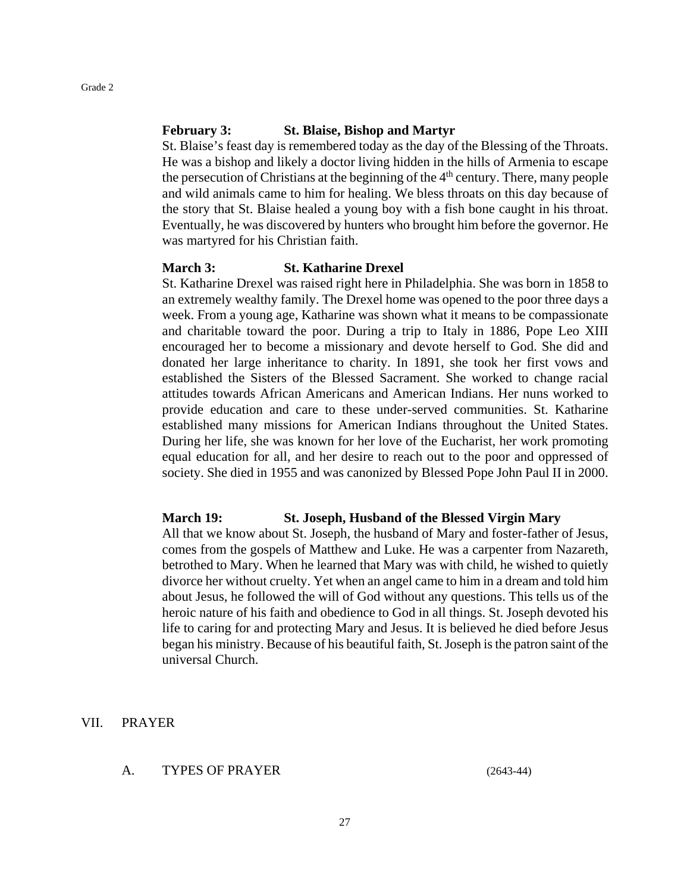**February 3: St. Blaise, Bishop and Martyr**

St. Blaise's feast day is remembered today as the day of the Blessing of the Throats. He was a bishop and likely a doctor living hidden in the hills of Armenia to escape the persecution of Christians at the beginning of the 4th century. There, many people and wild animals came to him for healing. We bless throats on this day because of the story that St. Blaise healed a young boy with a fish bone caught in his throat. Eventually, he was discovered by hunters who brought him before the governor. He was martyred for his Christian faith.

**March 3: St. Katharine Drexel**

St. Katharine Drexel was raised right here in Philadelphia. She was born in 1858 to an extremely wealthy family. The Drexel home was opened to the poor three days a week. From a young age, Katharine was shown what it means to be compassionate and charitable toward the poor. During a trip to Italy in 1886, Pope Leo XIII encouraged her to become a missionary and devote herself to God. She did and donated her large inheritance to charity. In 1891, she took her first vows and established the Sisters of the Blessed Sacrament. She worked to change racial attitudes towards African Americans and American Indians. Her nuns worked to provide education and care to these under-served communities. St. Katharine established many missions for American Indians throughout the United States. During her life, she was known for her love of the Eucharist, her work promoting equal education for all, and her desire to reach out to the poor and oppressed of society. She died in 1955 and was canonized by Blessed Pope John Paul II in 2000.

**March 19: St. Joseph, Husband of the Blessed Virgin Mary**

All that we know about St. Joseph, the husband of Mary and foster-father of Jesus, comes from the gospels of Matthew and Luke. He was a carpenter from Nazareth, betrothed to Mary. When he learned that Mary was with child, he wished to quietly divorce her without cruelty. Yet when an angel came to him in a dream and told him about Jesus, he followed the will of God without any questions. This tells us of the heroic nature of his faith and obedience to God in all things. St. Joseph devoted his life to caring for and protecting Mary and Jesus. It is believed he died before Jesus began his ministry. Because of his beautiful faith, St. Joseph is the patron saint of the universal Church.

## VII. PRAYER

### A. TYPES OF PRAYER (2643-44)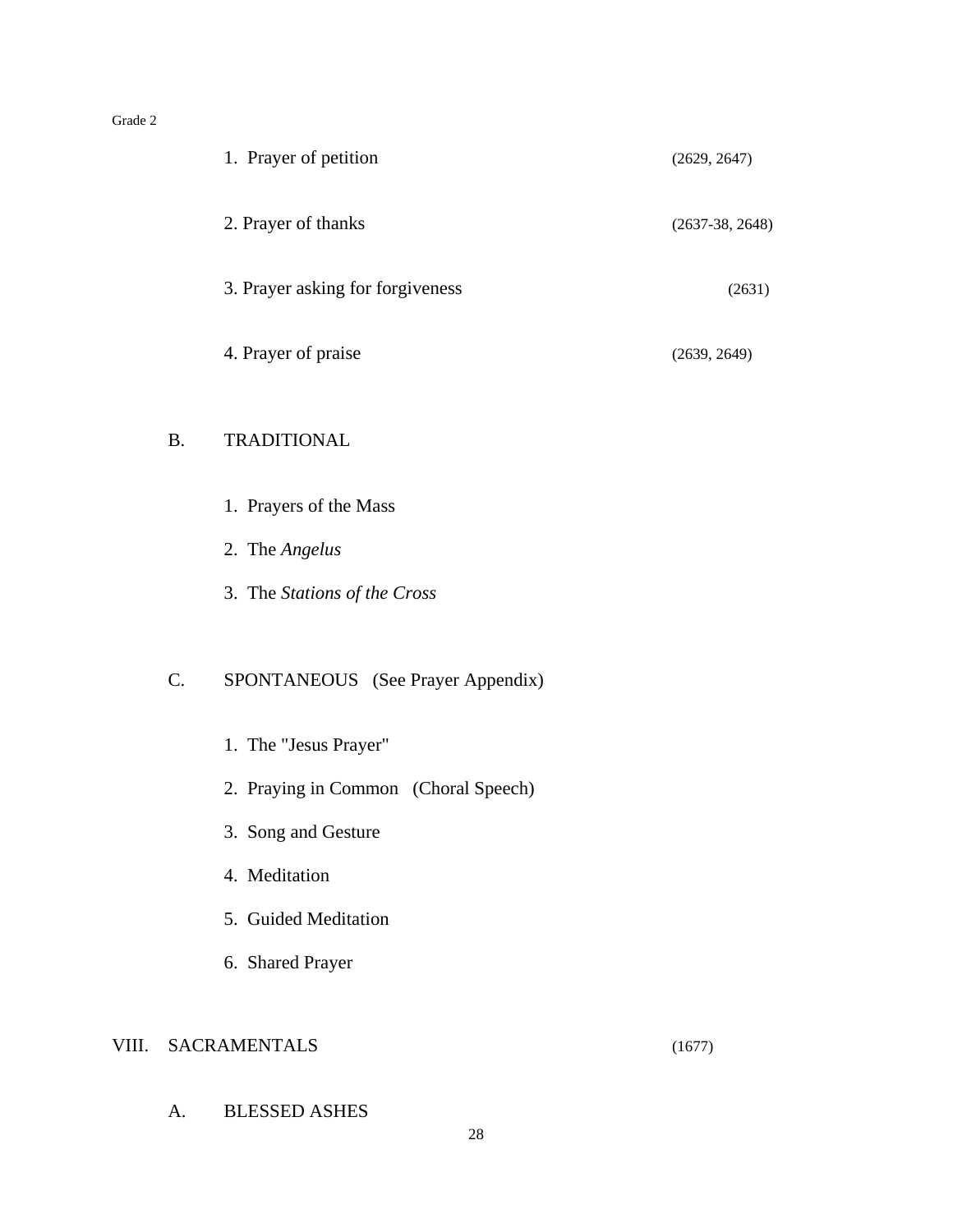1. Prayer of petition (2629, 2647)

2. Prayer of thanks (2637-38, 2648)

3. Prayer asking for forgiveness (2631)

4. Prayer of praise (2639, 2649)

B. TRADITIONAL

1. Prayers of the Mass
2. The *Angelus*
3. The *Stations of the Cross*

C. SPONTANEOUS (See Prayer Appendix)

1. The "Jesus Prayer"
2. Praying in Common (Choral Speech)
3. Song and Gesture
4. Meditation
5. Guided Meditation
6. Shared Prayer

## VIII. SACRAMENTALS (1677)

A. BLESSED ASHES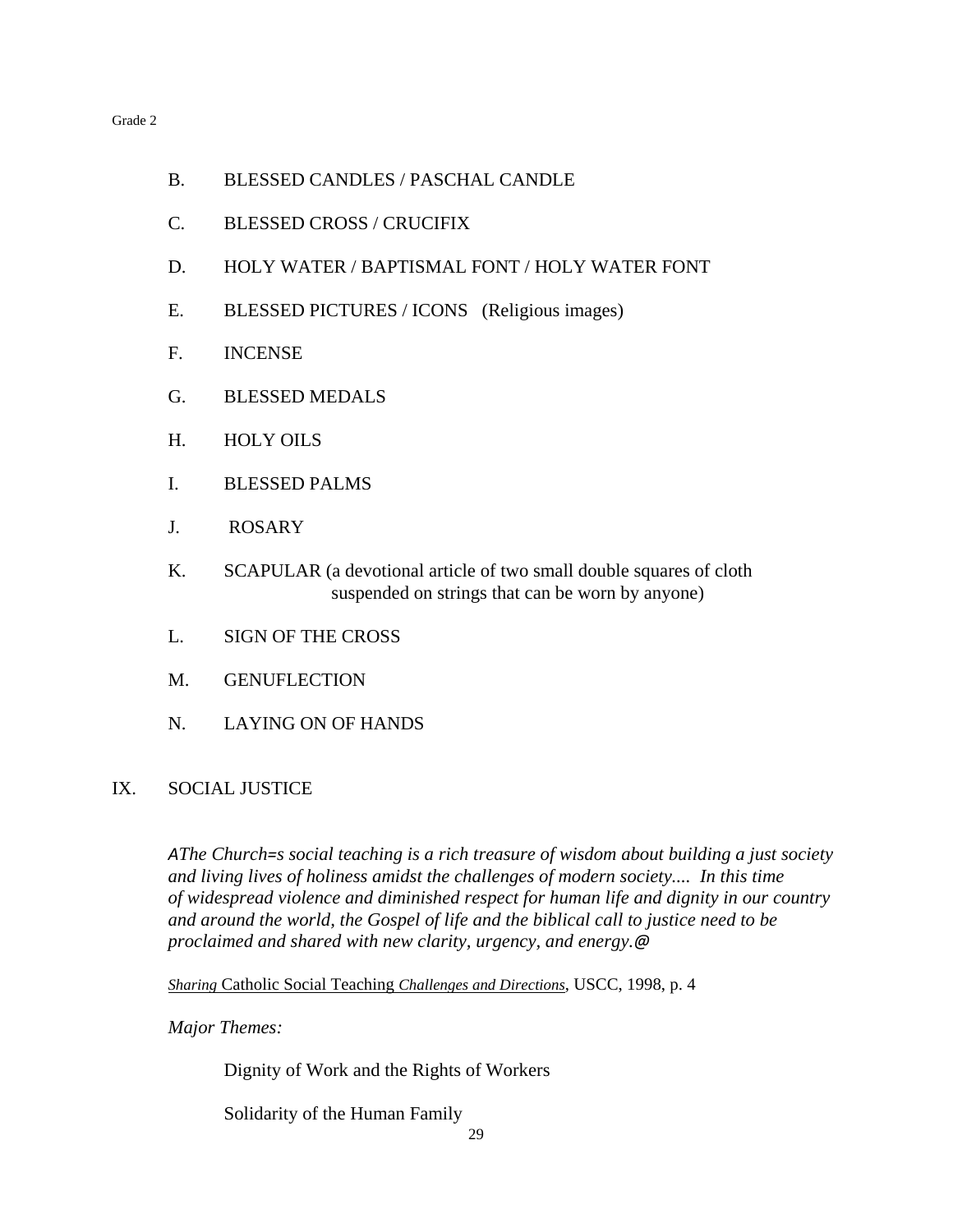B. BLESSED CANDLES / PASCHAL CANDLE

C. BLESSED CROSS / CRUCIFIX

D. HOLY WATER / BAPTISMAL FONT / HOLY WATER FONT

E. BLESSED PICTURES / ICONS (Religious images)

F. INCENSE

G. BLESSED MEDALS

H. HOLY OILS

I. BLESSED PALMS

J. ROSARY

K. SCAPULAR (a devotional article of two small double squares of cloth suspended on strings that can be worn by anyone)

L. SIGN OF THE CROSS

M. GENUFLECTION

N. LAYING ON OF HANDS

## IX. SOCIAL JUSTICE

*AThe Church=s social teaching is a rich treasure of wisdom about building a just society and living lives of holiness amidst the challenges of modern society.... In this time of widespread violence and diminished respect for human life and dignity in our country and around the world, the Gospel of life and the biblical call to justice need to be proclaimed and shared with new clarity, urgency, and energy.@*

*Sharing* Catholic Social Teaching *Challenges and Directions*, USCC, 1998, p. 4

*Major Themes:*

Dignity of Work and the Rights of Workers

Solidarity of the Human Family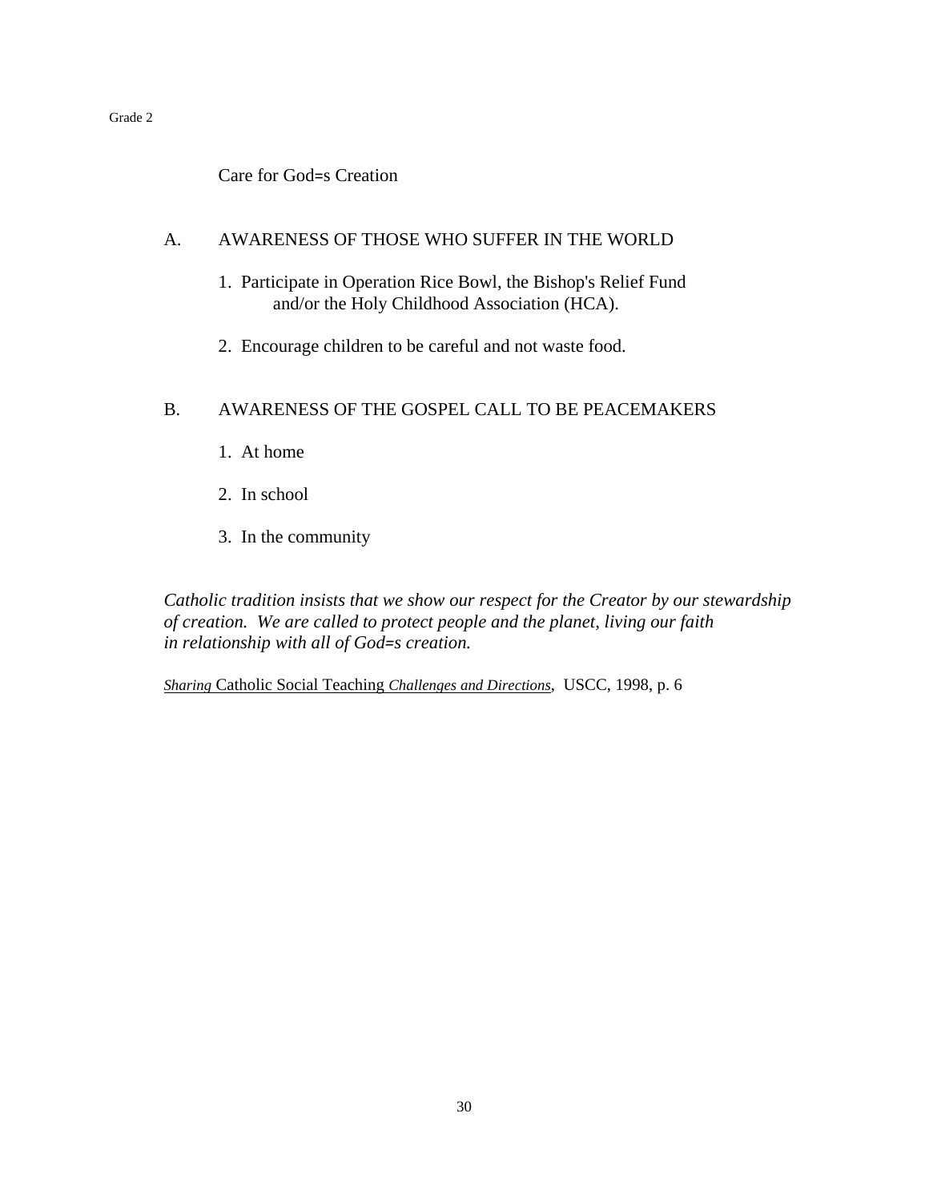## Care for God=s Creation

A. AWARENESS OF THOSE WHO SUFFER IN THE WORLD

1. Participate in Operation Rice Bowl, the Bishop's Relief Fund and/or the Holy Childhood Association (HCA).
2. Encourage children to be careful and not waste food.

B. AWARENESS OF THE GOSPEL CALL TO BE PEACEMAKERS

1. At home
2. In school
3. In the community

*Catholic tradition insists that we show our respect for the Creator by our stewardship of creation. We are called to protect people and the planet, living our faith in relationship with all of God=s creation.*

*Sharing* Catholic Social Teaching *Challenges and Directions*, USCC, 1998, p. 6